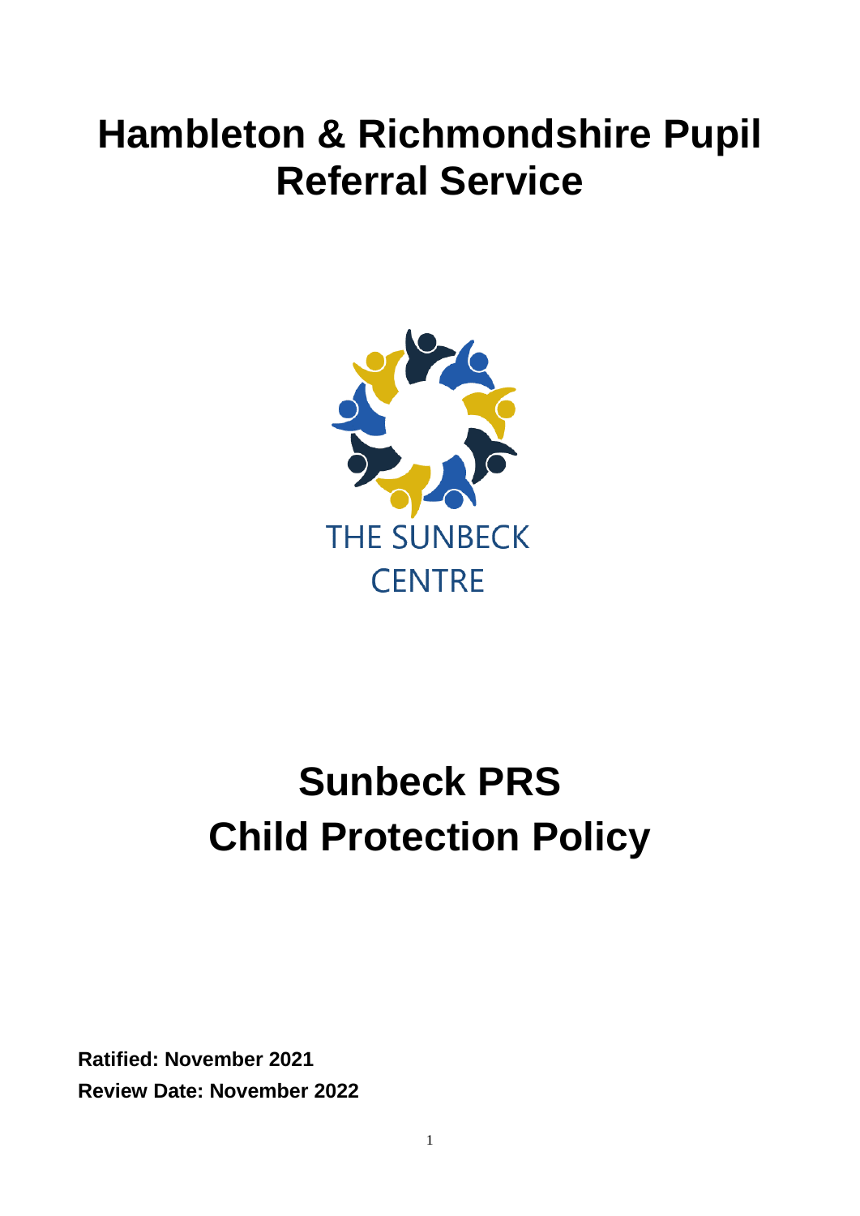# Hambleton & Richmondshire Pupil Referral Service

THE SUNBECK CENTRE

# Sunbeck PRS Child Protection Policy

**Ratified: November 2021**

**Review Date: November 2022**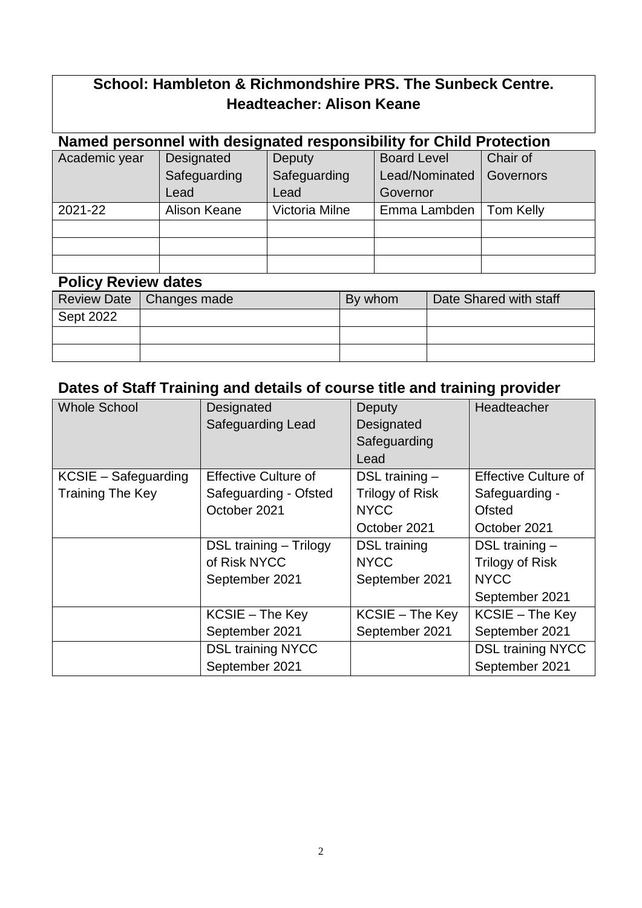**School: Hambleton & Richmondshire PRS. The Sunbeck Centre.**
**Headteacher: Alison Keane**

## Named personnel with designated responsibility for Child Protection

| Academic year | Designated Safeguarding Lead | Deputy Safeguarding Lead | Board Level Lead/Nominated Governor | Chair of Governors |
|---|---|---|---|---|
| 2021-22 | Alison Keane | Victoria Milne | Emma Lambden | Tom Kelly |
| | | | | |
| | | | | |
| | | | | |

## Policy Review dates

| Review Date | Changes made | By whom | Date Shared with staff |
|---|---|---|---|
| Sept 2022 | | | |
| | | | |
| | | | |

## Dates of Staff Training and details of course title and training provider

| Whole School | Designated Safeguarding Lead | Deputy Designated Safeguarding Lead | Headteacher |
|---|---|---|---|
| KCSIE – Safeguarding Training The Key | Effective Culture of Safeguarding - Ofsted October 2021 | DSL training – Trilogy of Risk NYCC October 2021 | Effective Culture of Safeguarding - Ofsted October 2021 |
| | DSL training – Trilogy of Risk NYCC September 2021 | DSL training NYCC September 2021 | DSL training – Trilogy of Risk NYCC September 2021 |
| | KCSIE – The Key September 2021 | KCSIE – The Key September 2021 | KCSIE – The Key September 2021 |
| | DSL training NYCC September 2021 | | DSL training NYCC September 2021 |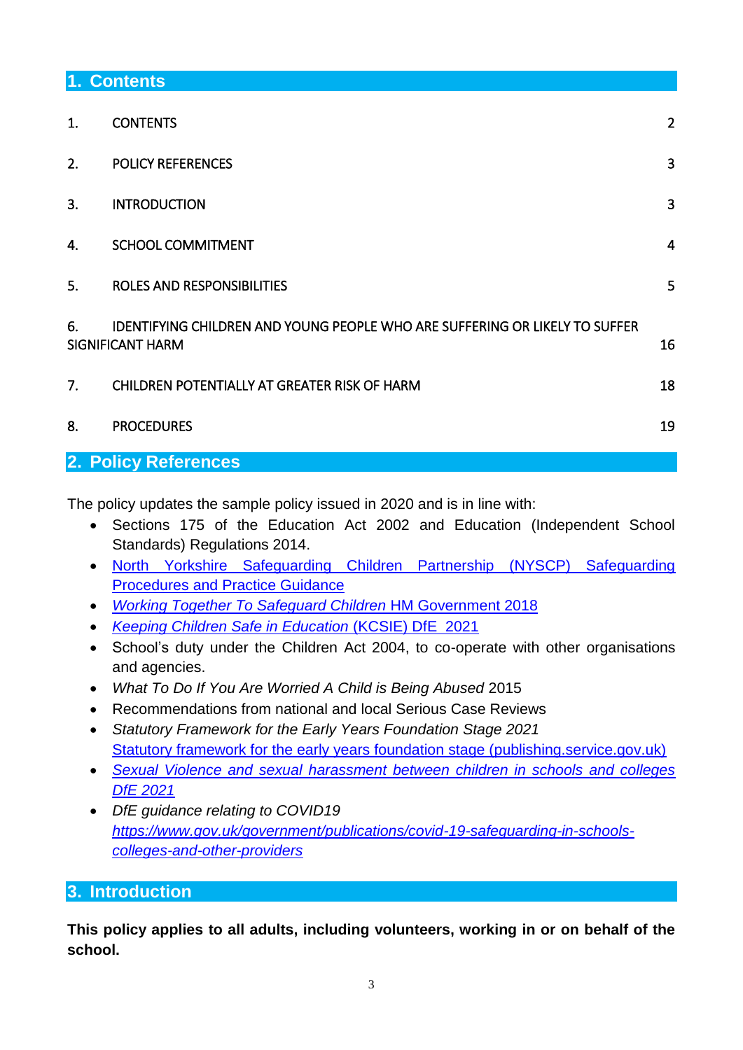## 1. Contents

| | | |
|---|---|---|
| 1. | CONTENTS | 2 |
| 2. | POLICY REFERENCES | 3 |
| 3. | INTRODUCTION | 3 |
| 4. | SCHOOL COMMITMENT | 4 |
| 5. | ROLES AND RESPONSIBILITIES | 5 |
| 6. | IDENTIFYING CHILDREN AND YOUNG PEOPLE WHO ARE SUFFERING OR LIKELY TO SUFFER SIGNIFICANT HARM | 16 |
| 7. | CHILDREN POTENTIALLY AT GREATER RISK OF HARM | 18 |
| 8. | PROCEDURES | 19 |

## 2. Policy References

The policy updates the sample policy issued in 2020 and is in line with:

- Sections 175 of the Education Act 2002 and Education (Independent School Standards) Regulations 2014.
- North Yorkshire Safeguarding Children Partnership (NYSCP) Safeguarding Procedures and Practice Guidance
- *Working Together To Safeguard Children* HM Government 2018
- *Keeping Children Safe in Education* (KCSIE) DfE 2021
- School's duty under the Children Act 2004, to co-operate with other organisations and agencies.
- *What To Do If You Are Worried A Child is Being Abused* 2015
- Recommendations from national and local Serious Case Reviews
- *Statutory Framework for the Early Years Foundation Stage 2021*
  Statutory framework for the early years foundation stage (publishing.service.gov.uk)
- *Sexual Violence and sexual harassment between children in schools and colleges DfE 2021*
- *DfE guidance relating to COVID19*
  *https://www.gov.uk/government/publications/covid-19-safeguarding-in-schools-colleges-and-other-providers*

## 3. Introduction

**This policy applies to all adults, including volunteers, working in or on behalf of the school.**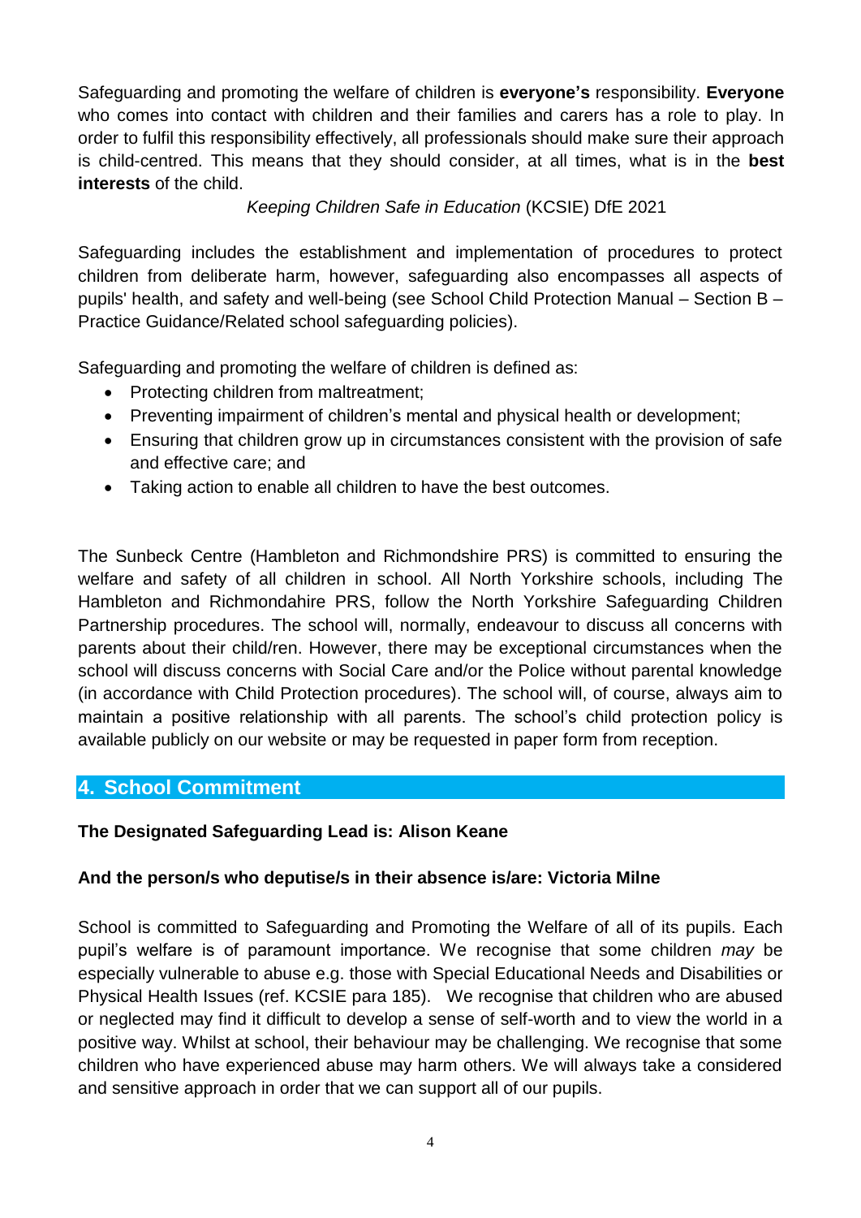Safeguarding and promoting the welfare of children is **everyone's** responsibility. **Everyone** who comes into contact with children and their families and carers has a role to play. In order to fulfil this responsibility effectively, all professionals should make sure their approach is child-centred. This means that they should consider, at all times, what is in the **best interests** of the child.

*Keeping Children Safe in Education* (KCSIE) DfE 2021

Safeguarding includes the establishment and implementation of procedures to protect children from deliberate harm, however, safeguarding also encompasses all aspects of pupils' health, and safety and well-being (see School Child Protection Manual – Section B – Practice Guidance/Related school safeguarding policies).

Safeguarding and promoting the welfare of children is defined as:

- Protecting children from maltreatment;
- Preventing impairment of children's mental and physical health or development;
- Ensuring that children grow up in circumstances consistent with the provision of safe and effective care; and
- Taking action to enable all children to have the best outcomes.

The Sunbeck Centre (Hambleton and Richmondshire PRS) is committed to ensuring the welfare and safety of all children in school. All North Yorkshire schools, including The Hambleton and Richmondahire PRS, follow the North Yorkshire Safeguarding Children Partnership procedures. The school will, normally, endeavour to discuss all concerns with parents about their child/ren. However, there may be exceptional circumstances when the school will discuss concerns with Social Care and/or the Police without parental knowledge (in accordance with Child Protection procedures). The school will, of course, always aim to maintain a positive relationship with all parents. The school's child protection policy is available publicly on our website or may be requested in paper form from reception.

## 4. School Commitment

**The Designated Safeguarding Lead is: Alison Keane**

**And the person/s who deputise/s in their absence is/are: Victoria Milne**

School is committed to Safeguarding and Promoting the Welfare of all of its pupils. Each pupil's welfare is of paramount importance. We recognise that some children *may* be especially vulnerable to abuse e.g. those with Special Educational Needs and Disabilities or Physical Health Issues (ref. KCSIE para 185). We recognise that children who are abused or neglected may find it difficult to develop a sense of self-worth and to view the world in a positive way. Whilst at school, their behaviour may be challenging. We recognise that some children who have experienced abuse may harm others. We will always take a considered and sensitive approach in order that we can support all of our pupils.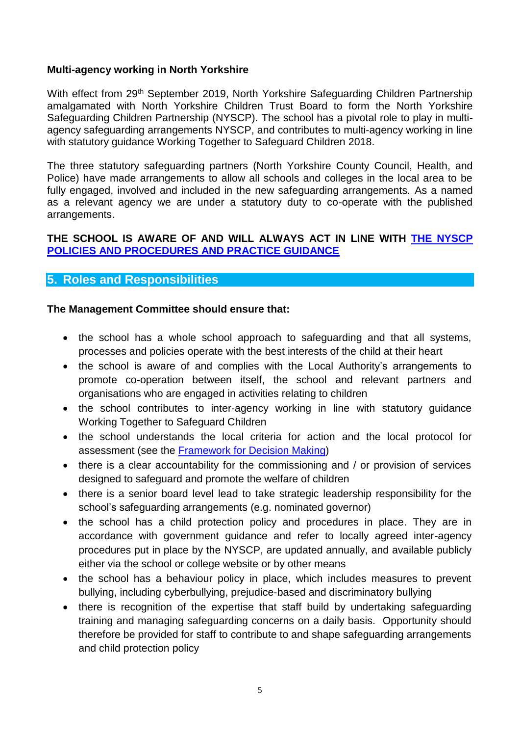**Multi-agency working in North Yorkshire**

With effect from 29th September 2019, North Yorkshire Safeguarding Children Partnership amalgamated with North Yorkshire Children Trust Board to form the North Yorkshire Safeguarding Children Partnership (NYSCP). The school has a pivotal role to play in multi-agency safeguarding arrangements NYSCP, and contributes to multi-agency working in line with statutory guidance Working Together to Safeguard Children 2018.

The three statutory safeguarding partners (North Yorkshire County Council, Health, and Police) have made arrangements to allow all schools and colleges in the local area to be fully engaged, involved and included in the new safeguarding arrangements. As a named as a relevant agency we are under a statutory duty to co-operate with the published arrangements.

**THE SCHOOL IS AWARE OF AND WILL ALWAYS ACT IN LINE WITH THE NYSCP POLICIES AND PROCEDURES AND PRACTICE GUIDANCE**

## 5. Roles and Responsibilities

**The Management Committee should ensure that:**

- the school has a whole school approach to safeguarding and that all systems, processes and policies operate with the best interests of the child at their heart
- the school is aware of and complies with the Local Authority's arrangements to promote co-operation between itself, the school and relevant partners and organisations who are engaged in activities relating to children
- the school contributes to inter-agency working in line with statutory guidance Working Together to Safeguard Children
- the school understands the local criteria for action and the local protocol for assessment (see the Framework for Decision Making)
- there is a clear accountability for the commissioning and / or provision of services designed to safeguard and promote the welfare of children
- there is a senior board level lead to take strategic leadership responsibility for the school's safeguarding arrangements (e.g. nominated governor)
- the school has a child protection policy and procedures in place. They are in accordance with government guidance and refer to locally agreed inter-agency procedures put in place by the NYSCP, are updated annually, and available publicly either via the school or college website or by other means
- the school has a behaviour policy in place, which includes measures to prevent bullying, including cyberbullying, prejudice-based and discriminatory bullying
- there is recognition of the expertise that staff build by undertaking safeguarding training and managing safeguarding concerns on a daily basis. Opportunity should therefore be provided for staff to contribute to and shape safeguarding arrangements and child protection policy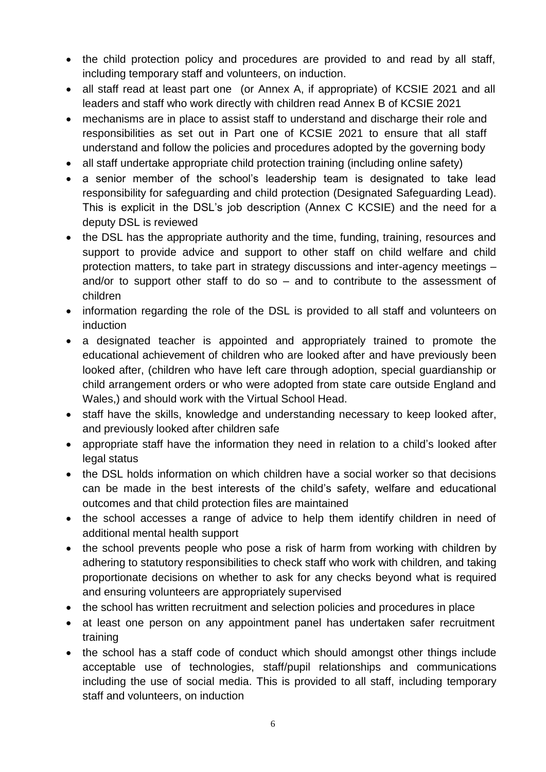- the child protection policy and procedures are provided to and read by all staff, including temporary staff and volunteers, on induction.
- all staff read at least part one (or Annex A, if appropriate) of KCSIE 2021 and all leaders and staff who work directly with children read Annex B of KCSIE 2021
- mechanisms are in place to assist staff to understand and discharge their role and responsibilities as set out in Part one of KCSIE 2021 to ensure that all staff understand and follow the policies and procedures adopted by the governing body
- all staff undertake appropriate child protection training (including online safety)
- a senior member of the school's leadership team is designated to take lead responsibility for safeguarding and child protection (Designated Safeguarding Lead). This is explicit in the DSL's job description (Annex C KCSIE) and the need for a deputy DSL is reviewed
- the DSL has the appropriate authority and the time, funding, training, resources and support to provide advice and support to other staff on child welfare and child protection matters, to take part in strategy discussions and inter-agency meetings – and/or to support other staff to do so – and to contribute to the assessment of children
- information regarding the role of the DSL is provided to all staff and volunteers on induction
- a designated teacher is appointed and appropriately trained to promote the educational achievement of children who are looked after and have previously been looked after, (children who have left care through adoption, special guardianship or child arrangement orders or who were adopted from state care outside England and Wales,) and should work with the Virtual School Head.
- staff have the skills, knowledge and understanding necessary to keep looked after, and previously looked after children safe
- appropriate staff have the information they need in relation to a child's looked after legal status
- the DSL holds information on which children have a social worker so that decisions can be made in the best interests of the child's safety, welfare and educational outcomes and that child protection files are maintained
- the school accesses a range of advice to help them identify children in need of additional mental health support
- the school prevents people who pose a risk of harm from working with children by adhering to statutory responsibilities to check staff who work with children*,* and taking proportionate decisions on whether to ask for any checks beyond what is required and ensuring volunteers are appropriately supervised
- the school has written recruitment and selection policies and procedures in place
- at least one person on any appointment panel has undertaken safer recruitment training
- the school has a staff code of conduct which should amongst other things include acceptable use of technologies, staff/pupil relationships and communications including the use of social media. This is provided to all staff, including temporary staff and volunteers, on induction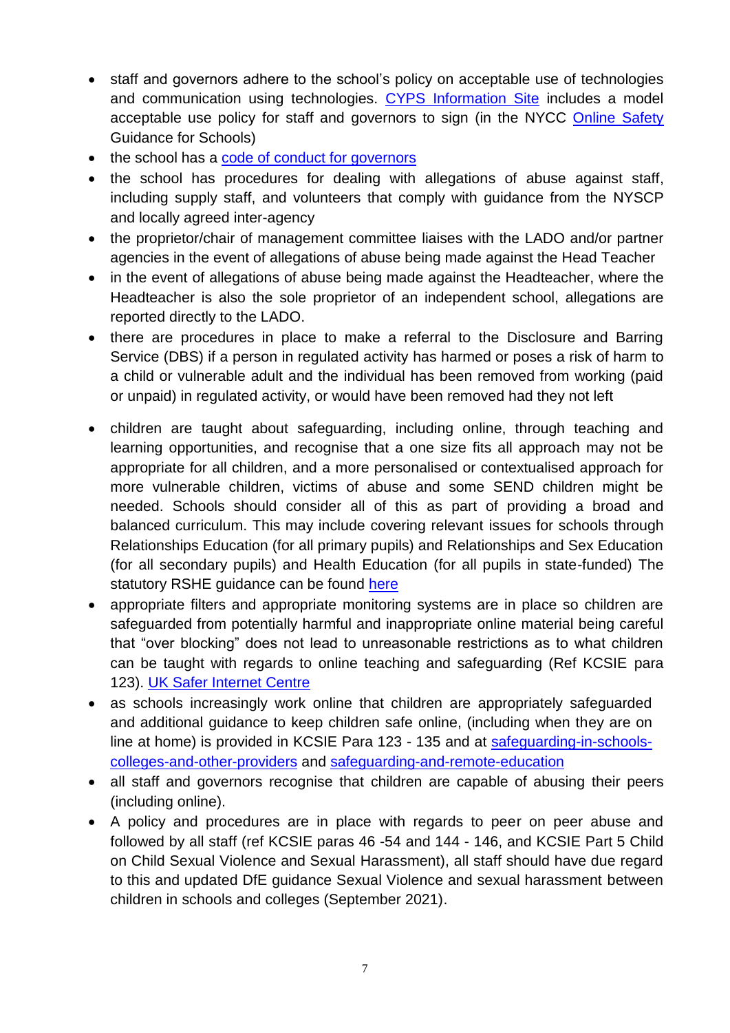- staff and governors adhere to the school's policy on acceptable use of technologies and communication using technologies. CYPS Information Site includes a model acceptable use policy for staff and governors to sign (in the NYCC Online Safety Guidance for Schools)
- the school has a code of conduct for governors
- the school has procedures for dealing with allegations of abuse against staff, including supply staff, and volunteers that comply with guidance from the NYSCP and locally agreed inter-agency
- the proprietor/chair of management committee liaises with the LADO and/or partner agencies in the event of allegations of abuse being made against the Head Teacher
- in the event of allegations of abuse being made against the Headteacher, where the Headteacher is also the sole proprietor of an independent school, allegations are reported directly to the LADO.
- there are procedures in place to make a referral to the Disclosure and Barring Service (DBS) if a person in regulated activity has harmed or poses a risk of harm to a child or vulnerable adult and the individual has been removed from working (paid or unpaid) in regulated activity, or would have been removed had they not left
- children are taught about safeguarding, including online, through teaching and learning opportunities, and recognise that a one size fits all approach may not be appropriate for all children, and a more personalised or contextualised approach for more vulnerable children, victims of abuse and some SEND children might be needed. Schools should consider all of this as part of providing a broad and balanced curriculum. This may include covering relevant issues for schools through Relationships Education (for all primary pupils) and Relationships and Sex Education (for all secondary pupils) and Health Education (for all pupils in state-funded) The statutory RSHE guidance can be found here
- appropriate filters and appropriate monitoring systems are in place so children are safeguarded from potentially harmful and inappropriate online material being careful that "over blocking" does not lead to unreasonable restrictions as to what children can be taught with regards to online teaching and safeguarding (Ref KCSIE para 123). UK Safer Internet Centre
- as schools increasingly work online that children are appropriately safeguarded and additional guidance to keep children safe online, (including when they are on line at home) is provided in KCSIE Para 123 - 135 and at safeguarding-in-schools-colleges-and-other-providers and safeguarding-and-remote-education
- all staff and governors recognise that children are capable of abusing their peers (including online).
- A policy and procedures are in place with regards to peer on peer abuse and followed by all staff (ref KCSIE paras 46 -54 and 144 - 146, and KCSIE Part 5 Child on Child Sexual Violence and Sexual Harassment), all staff should have due regard to this and updated DfE guidance Sexual Violence and sexual harassment between children in schools and colleges (September 2021).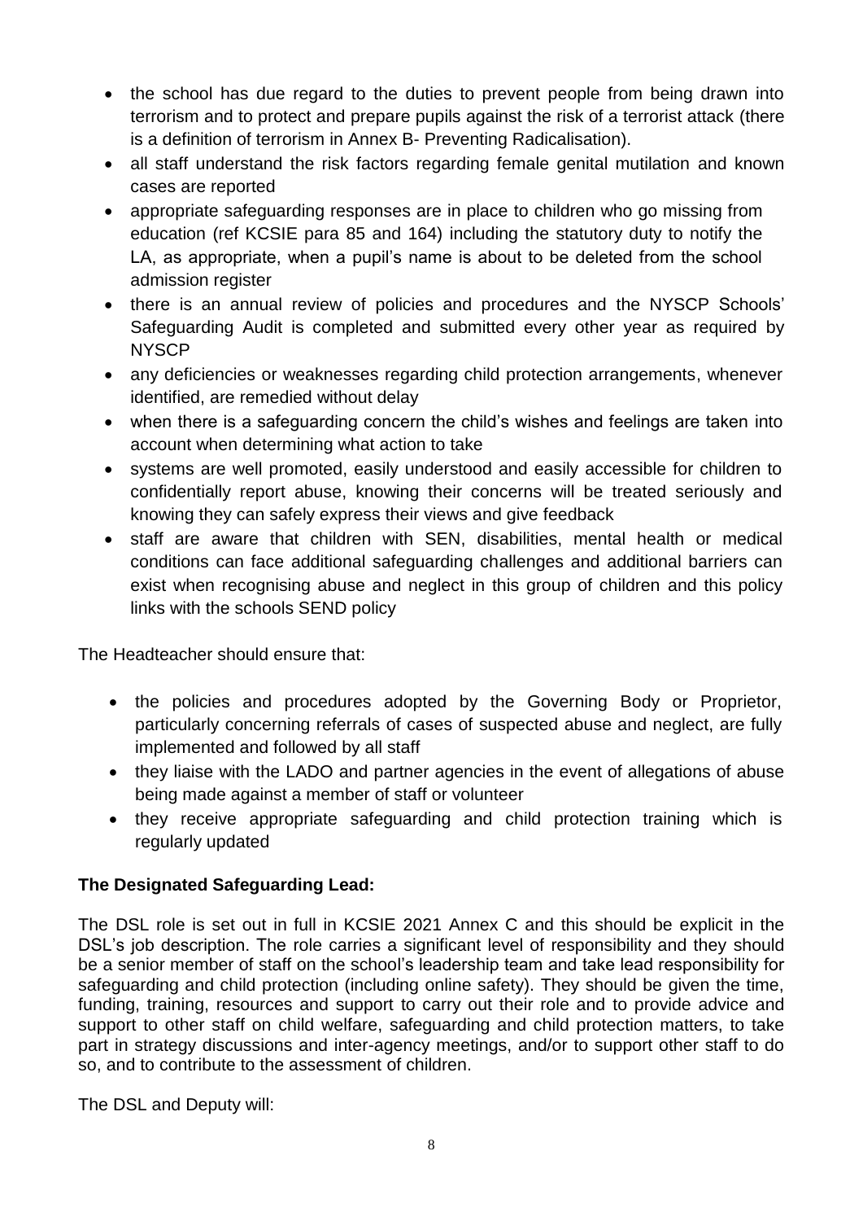- the school has due regard to the duties to prevent people from being drawn into terrorism and to protect and prepare pupils against the risk of a terrorist attack (there is a definition of terrorism in Annex B- Preventing Radicalisation).
- all staff understand the risk factors regarding female genital mutilation and known cases are reported
- appropriate safeguarding responses are in place to children who go missing from education (ref KCSIE para 85 and 164) including the statutory duty to notify the LA, as appropriate, when a pupil's name is about to be deleted from the school admission register
- there is an annual review of policies and procedures and the NYSCP Schools' Safeguarding Audit is completed and submitted every other year as required by NYSCP
- any deficiencies or weaknesses regarding child protection arrangements, whenever identified, are remedied without delay
- when there is a safeguarding concern the child's wishes and feelings are taken into account when determining what action to take
- systems are well promoted, easily understood and easily accessible for children to confidentially report abuse, knowing their concerns will be treated seriously and knowing they can safely express their views and give feedback
- staff are aware that children with SEN, disabilities, mental health or medical conditions can face additional safeguarding challenges and additional barriers can exist when recognising abuse and neglect in this group of children and this policy links with the schools SEND policy

The Headteacher should ensure that:

- the policies and procedures adopted by the Governing Body or Proprietor, particularly concerning referrals of cases of suspected abuse and neglect, are fully implemented and followed by all staff
- they liaise with the LADO and partner agencies in the event of allegations of abuse being made against a member of staff or volunteer
- they receive appropriate safeguarding and child protection training which is regularly updated

**The Designated Safeguarding Lead:**

The DSL role is set out in full in KCSIE 2021 Annex C and this should be explicit in the DSL's job description. The role carries a significant level of responsibility and they should be a senior member of staff on the school's leadership team and take lead responsibility for safeguarding and child protection (including online safety). They should be given the time, funding, training, resources and support to carry out their role and to provide advice and support to other staff on child welfare, safeguarding and child protection matters, to take part in strategy discussions and inter-agency meetings, and/or to support other staff to do so, and to contribute to the assessment of children.

The DSL and Deputy will: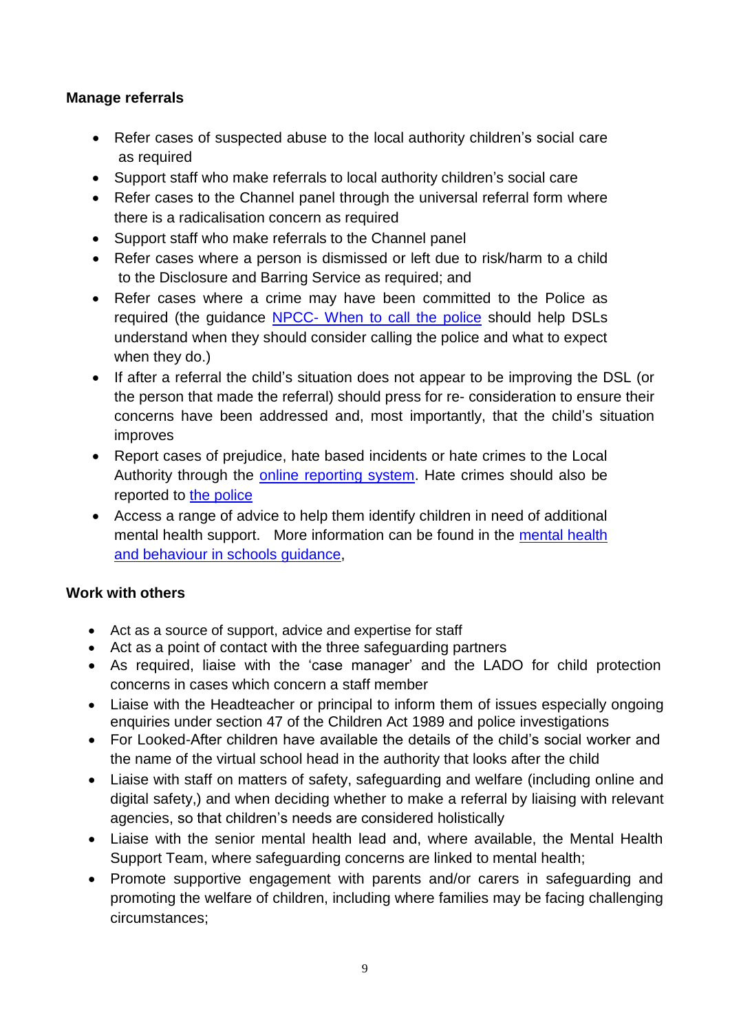**Manage referrals**

- Refer cases of suspected abuse to the local authority children's social care as required
- Support staff who make referrals to local authority children's social care
- Refer cases to the Channel panel through the universal referral form where there is a radicalisation concern as required
- Support staff who make referrals to the Channel panel
- Refer cases where a person is dismissed or left due to risk/harm to a child to the Disclosure and Barring Service as required; and
- Refer cases where a crime may have been committed to the Police as required (the guidance NPCC- When to call the police should help DSLs understand when they should consider calling the police and what to expect when they do.)
- If after a referral the child's situation does not appear to be improving the DSL (or the person that made the referral) should press for re- consideration to ensure their concerns have been addressed and, most importantly, that the child's situation improves
- Report cases of prejudice, hate based incidents or hate crimes to the Local Authority through the online reporting system. Hate crimes should also be reported to the police
- Access a range of advice to help them identify children in need of additional mental health support. More information can be found in the mental health and behaviour in schools guidance,

**Work with others**

- Act as a source of support, advice and expertise for staff
- Act as a point of contact with the three safeguarding partners
- As required, liaise with the 'case manager' and the LADO for child protection concerns in cases which concern a staff member
- Liaise with the Headteacher or principal to inform them of issues especially ongoing enquiries under section 47 of the Children Act 1989 and police investigations
- For Looked-After children have available the details of the child's social worker and the name of the virtual school head in the authority that looks after the child
- Liaise with staff on matters of safety, safeguarding and welfare (including online and digital safety,) and when deciding whether to make a referral by liaising with relevant agencies, so that children's needs are considered holistically
- Liaise with the senior mental health lead and, where available, the Mental Health Support Team, where safeguarding concerns are linked to mental health;
- Promote supportive engagement with parents and/or carers in safeguarding and promoting the welfare of children, including where families may be facing challenging circumstances;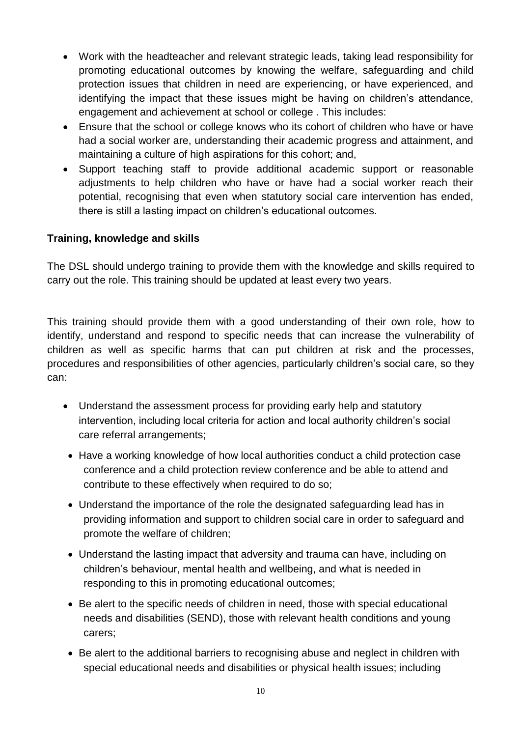- Work with the headteacher and relevant strategic leads, taking lead responsibility for promoting educational outcomes by knowing the welfare, safeguarding and child protection issues that children in need are experiencing, or have experienced, and identifying the impact that these issues might be having on children's attendance, engagement and achievement at school or college . This includes:
- Ensure that the school or college knows who its cohort of children who have or have had a social worker are, understanding their academic progress and attainment, and maintaining a culture of high aspirations for this cohort; and,
- Support teaching staff to provide additional academic support or reasonable adjustments to help children who have or have had a social worker reach their potential, recognising that even when statutory social care intervention has ended, there is still a lasting impact on children's educational outcomes.

**Training, knowledge and skills**

The DSL should undergo training to provide them with the knowledge and skills required to carry out the role. This training should be updated at least every two years.

This training should provide them with a good understanding of their own role, how to identify, understand and respond to specific needs that can increase the vulnerability of children as well as specific harms that can put children at risk and the processes, procedures and responsibilities of other agencies, particularly children's social care, so they can:

- Understand the assessment process for providing early help and statutory intervention, including local criteria for action and local authority children's social care referral arrangements;
- Have a working knowledge of how local authorities conduct a child protection case conference and a child protection review conference and be able to attend and contribute to these effectively when required to do so;
- Understand the importance of the role the designated safeguarding lead has in providing information and support to children social care in order to safeguard and promote the welfare of children;
- Understand the lasting impact that adversity and trauma can have, including on children's behaviour, mental health and wellbeing, and what is needed in responding to this in promoting educational outcomes;
- Be alert to the specific needs of children in need, those with special educational needs and disabilities (SEND), those with relevant health conditions and young carers;
- Be alert to the additional barriers to recognising abuse and neglect in children with special educational needs and disabilities or physical health issues; including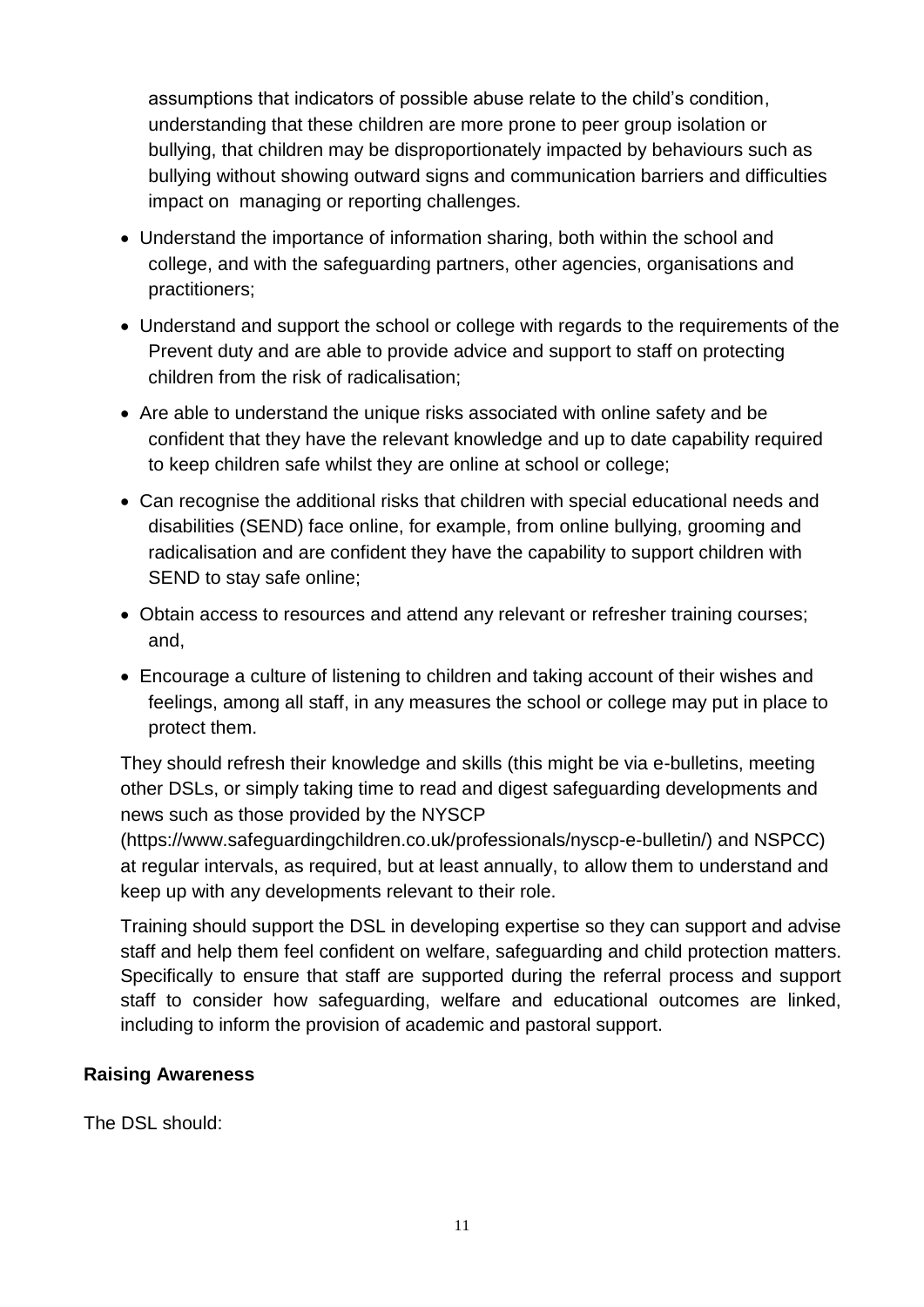assumptions that indicators of possible abuse relate to the child's condition, understanding that these children are more prone to peer group isolation or bullying, that children may be disproportionately impacted by behaviours such as bullying without showing outward signs and communication barriers and difficulties impact on managing or reporting challenges.

- Understand the importance of information sharing, both within the school and college, and with the safeguarding partners, other agencies, organisations and practitioners;
- Understand and support the school or college with regards to the requirements of the Prevent duty and are able to provide advice and support to staff on protecting children from the risk of radicalisation;
- Are able to understand the unique risks associated with online safety and be confident that they have the relevant knowledge and up to date capability required to keep children safe whilst they are online at school or college;
- Can recognise the additional risks that children with special educational needs and disabilities (SEND) face online, for example, from online bullying, grooming and radicalisation and are confident they have the capability to support children with SEND to stay safe online;
- Obtain access to resources and attend any relevant or refresher training courses; and,
- Encourage a culture of listening to children and taking account of their wishes and feelings, among all staff, in any measures the school or college may put in place to protect them.

They should refresh their knowledge and skills (this might be via e-bulletins, meeting other DSLs, or simply taking time to read and digest safeguarding developments and news such as those provided by the NYSCP (https://www.safeguardingchildren.co.uk/professionals/nyscp-e-bulletin/) and NSPCC) at regular intervals, as required, but at least annually, to allow them to understand and keep up with any developments relevant to their role.

Training should support the DSL in developing expertise so they can support and advise staff and help them feel confident on welfare, safeguarding and child protection matters. Specifically to ensure that staff are supported during the referral process and support staff to consider how safeguarding, welfare and educational outcomes are linked, including to inform the provision of academic and pastoral support.

**Raising Awareness**

The DSL should: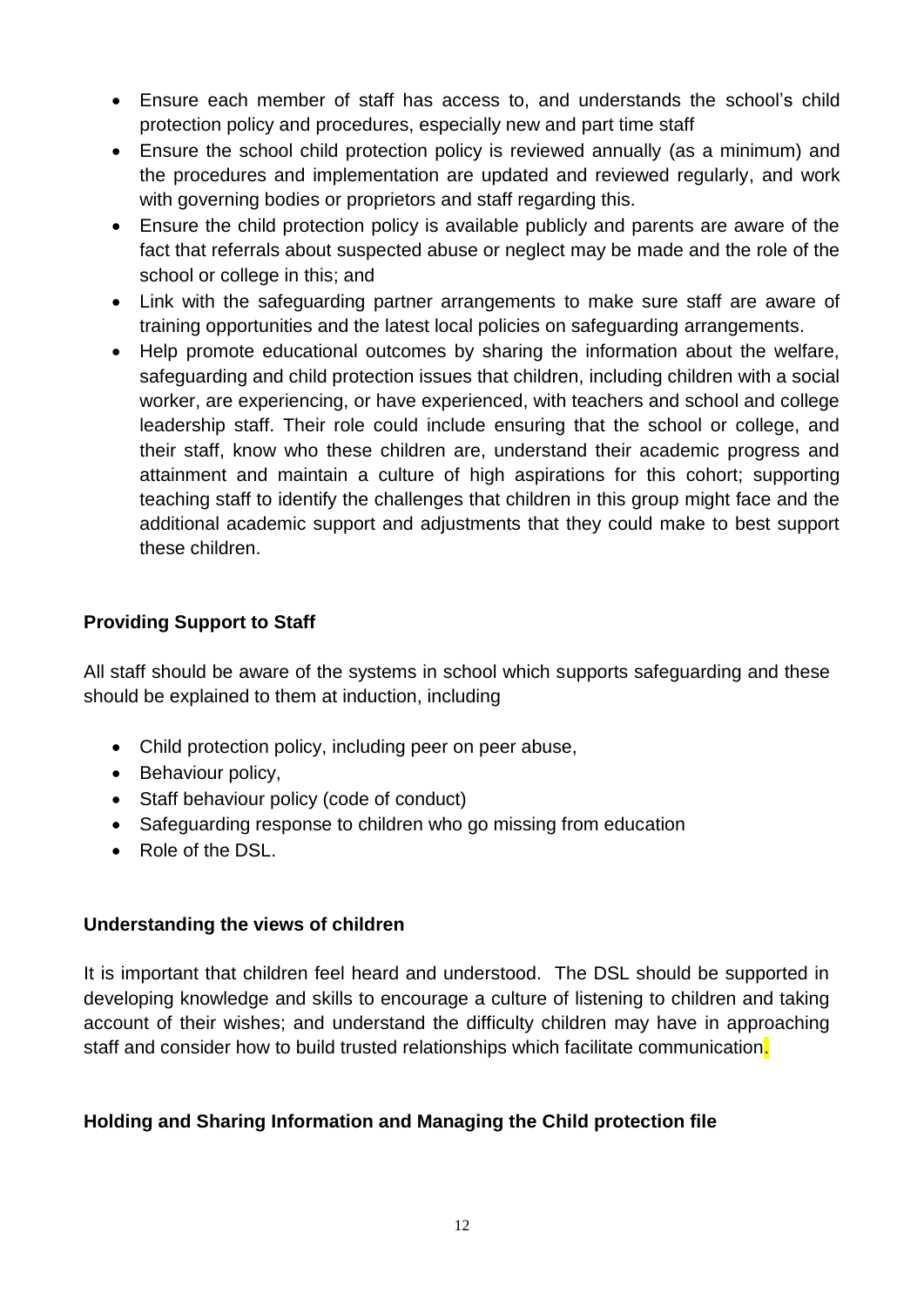- Ensure each member of staff has access to, and understands the school's child protection policy and procedures, especially new and part time staff
- Ensure the school child protection policy is reviewed annually (as a minimum) and the procedures and implementation are updated and reviewed regularly, and work with governing bodies or proprietors and staff regarding this.
- Ensure the child protection policy is available publicly and parents are aware of the fact that referrals about suspected abuse or neglect may be made and the role of the school or college in this; and
- Link with the safeguarding partner arrangements to make sure staff are aware of training opportunities and the latest local policies on safeguarding arrangements.
- Help promote educational outcomes by sharing the information about the welfare, safeguarding and child protection issues that children, including children with a social worker, are experiencing, or have experienced, with teachers and school and college leadership staff. Their role could include ensuring that the school or college, and their staff, know who these children are, understand their academic progress and attainment and maintain a culture of high aspirations for this cohort; supporting teaching staff to identify the challenges that children in this group might face and the additional academic support and adjustments that they could make to best support these children.

**Providing Support to Staff**

All staff should be aware of the systems in school which supports safeguarding and these should be explained to them at induction, including

- Child protection policy, including peer on peer abuse,
- Behaviour policy,
- Staff behaviour policy (code of conduct)
- Safeguarding response to children who go missing from education
- Role of the DSL.

**Understanding the views of children**

It is important that children feel heard and understood. The DSL should be supported in developing knowledge and skills to encourage a culture of listening to children and taking account of their wishes; and understand the difficulty children may have in approaching staff and consider how to build trusted relationships which facilitate communication.

**Holding and Sharing Information and Managing the Child protection file**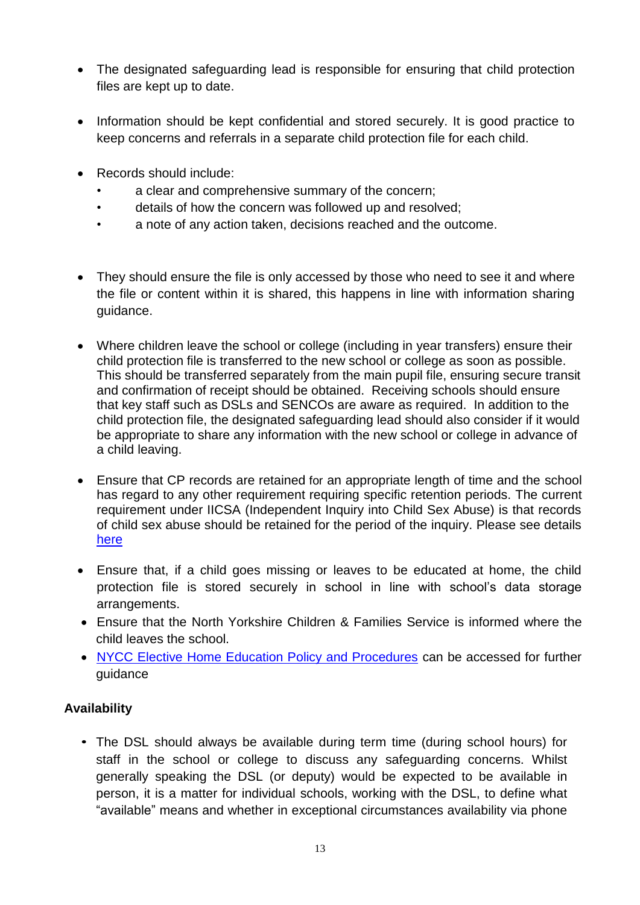- The designated safeguarding lead is responsible for ensuring that child protection files are kept up to date.

- Information should be kept confidential and stored securely. It is good practice to keep concerns and referrals in a separate child protection file for each child.

- Records should include:
  - a clear and comprehensive summary of the concern;
  - details of how the concern was followed up and resolved;
  - a note of any action taken, decisions reached and the outcome.

- They should ensure the file is only accessed by those who need to see it and where the file or content within it is shared, this happens in line with information sharing guidance.

- Where children leave the school or college (including in year transfers) ensure their child protection file is transferred to the new school or college as soon as possible. This should be transferred separately from the main pupil file, ensuring secure transit and confirmation of receipt should be obtained. Receiving schools should ensure that key staff such as DSLs and SENCOs are aware as required. In addition to the child protection file, the designated safeguarding lead should also consider if it would be appropriate to share any information with the new school or college in advance of a child leaving.

- Ensure that CP records are retained for an appropriate length of time and the school has regard to any other requirement requiring specific retention periods. The current requirement under IICSA (Independent Inquiry into Child Sex Abuse) is that records of child sex abuse should be retained for the period of the inquiry. Please see details [here]

- Ensure that, if a child goes missing or leaves to be educated at home, the child protection file is stored securely in school in line with school's data storage arrangements.
- Ensure that the North Yorkshire Children & Families Service is informed where the child leaves the school.
- [NYCC Elective Home Education Policy and Procedures] can be accessed for further guidance

**Availability**

- The DSL should always be available during term time (during school hours) for staff in the school or college to discuss any safeguarding concerns. Whilst generally speaking the DSL (or deputy) would be expected to be available in person, it is a matter for individual schools, working with the DSL, to define what "available" means and whether in exceptional circumstances availability via phone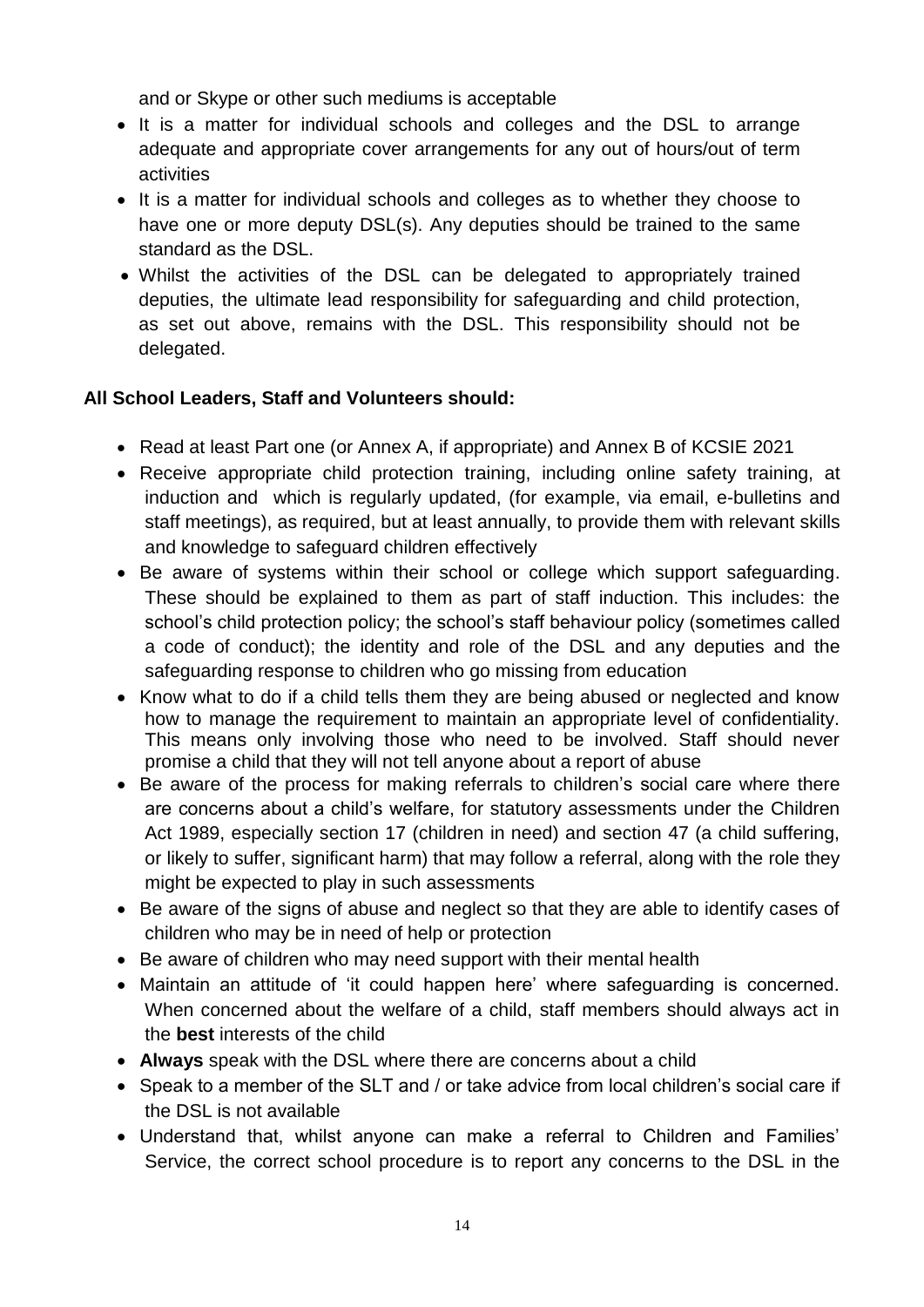and or Skype or other such mediums is acceptable

- It is a matter for individual schools and colleges and the DSL to arrange adequate and appropriate cover arrangements for any out of hours/out of term activities
- It is a matter for individual schools and colleges as to whether they choose to have one or more deputy DSL(s). Any deputies should be trained to the same standard as the DSL.
- Whilst the activities of the DSL can be delegated to appropriately trained deputies, the ultimate lead responsibility for safeguarding and child protection, as set out above, remains with the DSL. This responsibility should not be delegated.

**All School Leaders, Staff and Volunteers should:**

- Read at least Part one (or Annex A, if appropriate) and Annex B of KCSIE 2021
- Receive appropriate child protection training, including online safety training, at induction and which is regularly updated, (for example, via email, e-bulletins and staff meetings), as required, but at least annually, to provide them with relevant skills and knowledge to safeguard children effectively
- Be aware of systems within their school or college which support safeguarding. These should be explained to them as part of staff induction. This includes: the school's child protection policy; the school's staff behaviour policy (sometimes called a code of conduct); the identity and role of the DSL and any deputies and the safeguarding response to children who go missing from education
- Know what to do if a child tells them they are being abused or neglected and know how to manage the requirement to maintain an appropriate level of confidentiality. This means only involving those who need to be involved. Staff should never promise a child that they will not tell anyone about a report of abuse
- Be aware of the process for making referrals to children's social care where there are concerns about a child's welfare, for statutory assessments under the Children Act 1989, especially section 17 (children in need) and section 47 (a child suffering, or likely to suffer, significant harm) that may follow a referral, along with the role they might be expected to play in such assessments
- Be aware of the signs of abuse and neglect so that they are able to identify cases of children who may be in need of help or protection
- Be aware of children who may need support with their mental health
- Maintain an attitude of 'it could happen here' where safeguarding is concerned. When concerned about the welfare of a child, staff members should always act in the **best** interests of the child
- **Always** speak with the DSL where there are concerns about a child
- Speak to a member of the SLT and / or take advice from local children's social care if the DSL is not available
- Understand that, whilst anyone can make a referral to Children and Families' Service, the correct school procedure is to report any concerns to the DSL in the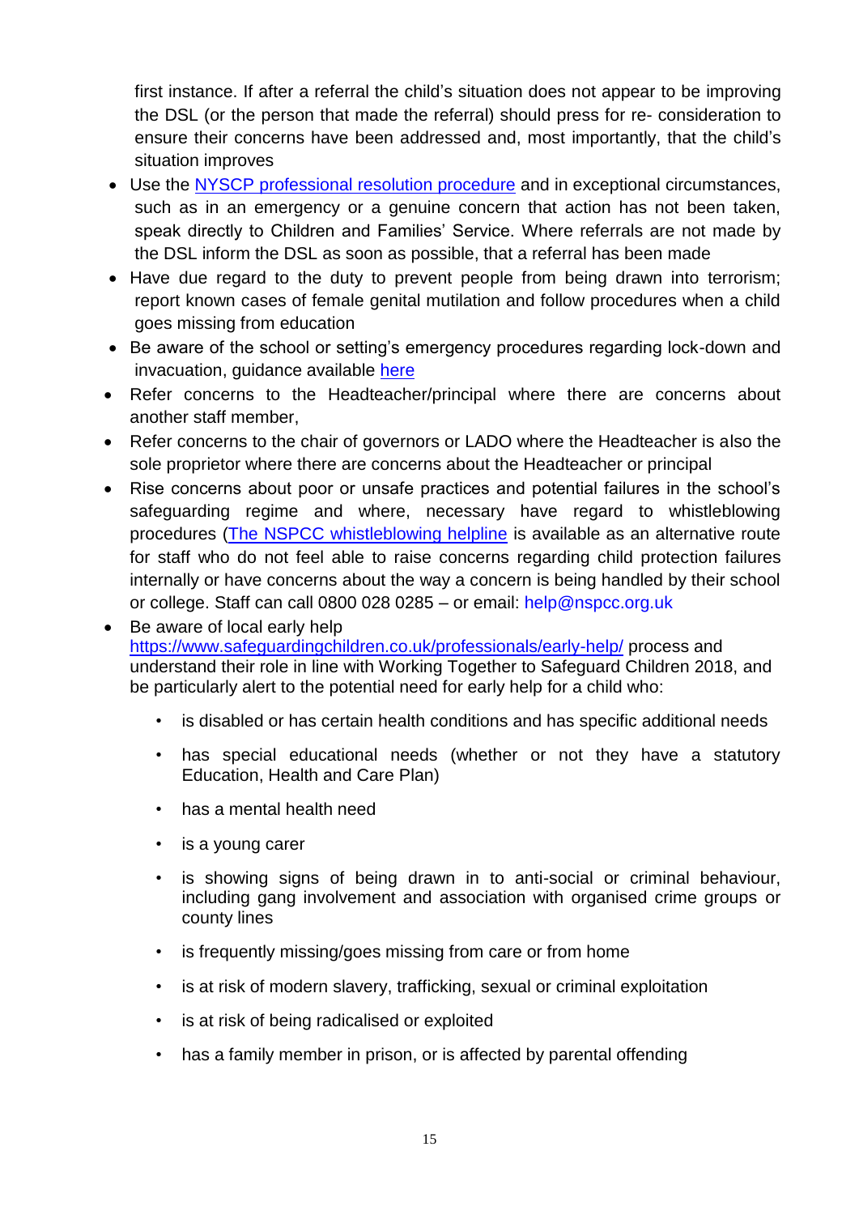first instance. If after a referral the child's situation does not appear to be improving the DSL (or the person that made the referral) should press for re- consideration to ensure their concerns have been addressed and, most importantly, that the child's situation improves

- Use the NYSCP professional resolution procedure and in exceptional circumstances, such as in an emergency or a genuine concern that action has not been taken, speak directly to Children and Families' Service. Where referrals are not made by the DSL inform the DSL as soon as possible, that a referral has been made
- Have due regard to the duty to prevent people from being drawn into terrorism; report known cases of female genital mutilation and follow procedures when a child goes missing from education
- Be aware of the school or setting's emergency procedures regarding lock-down and invacuation, guidance available here
- Refer concerns to the Headteacher/principal where there are concerns about another staff member,
- Refer concerns to the chair of governors or LADO where the Headteacher is also the sole proprietor where there are concerns about the Headteacher or principal
- Rise concerns about poor or unsafe practices and potential failures in the school's safeguarding regime and where, necessary have regard to whistleblowing procedures (The NSPCC whistleblowing helpline is available as an alternative route for staff who do not feel able to raise concerns regarding child protection failures internally or have concerns about the way a concern is being handled by their school or college. Staff can call 0800 028 0285 – or email: help@nspcc.org.uk
- Be aware of local early help https://www.safeguardingchildren.co.uk/professionals/early-help/ process and understand their role in line with Working Together to Safeguard Children 2018, and be particularly alert to the potential need for early help for a child who:
  - is disabled or has certain health conditions and has specific additional needs
  - has special educational needs (whether or not they have a statutory Education, Health and Care Plan)
  - has a mental health need
  - is a young carer
  - is showing signs of being drawn in to anti-social or criminal behaviour, including gang involvement and association with organised crime groups or county lines
  - is frequently missing/goes missing from care or from home
  - is at risk of modern slavery, trafficking, sexual or criminal exploitation
  - is at risk of being radicalised or exploited
  - has a family member in prison, or is affected by parental offending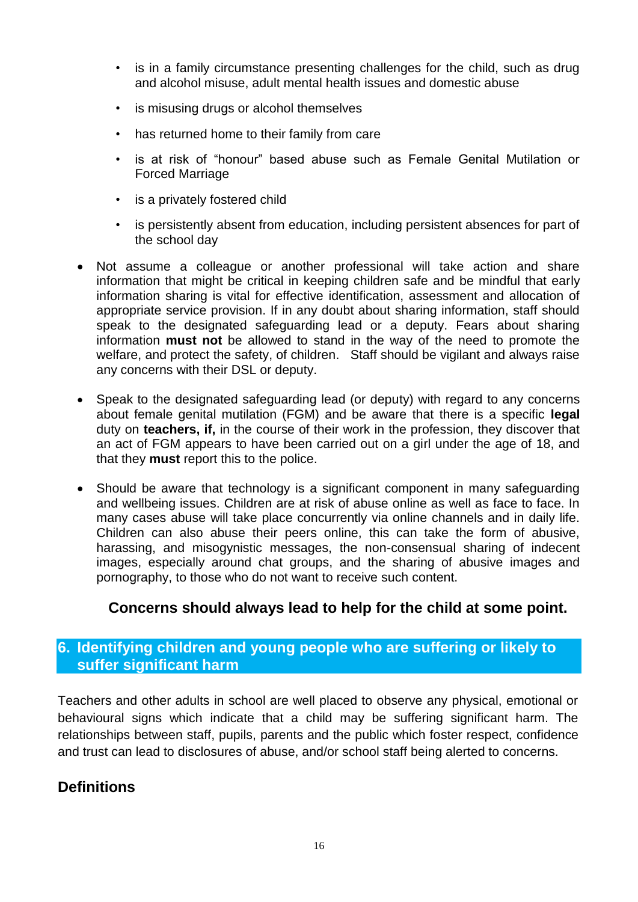- is in a family circumstance presenting challenges for the child, such as drug and alcohol misuse, adult mental health issues and domestic abuse
  - is misusing drugs or alcohol themselves
  - has returned home to their family from care
  - is at risk of "honour" based abuse such as Female Genital Mutilation or Forced Marriage
  - is a privately fostered child
  - is persistently absent from education, including persistent absences for part of the school day

- Not assume a colleague or another professional will take action and share information that might be critical in keeping children safe and be mindful that early information sharing is vital for effective identification, assessment and allocation of appropriate service provision. If in any doubt about sharing information, staff should speak to the designated safeguarding lead or a deputy. Fears about sharing information **must not** be allowed to stand in the way of the need to promote the welfare, and protect the safety, of children. Staff should be vigilant and always raise any concerns with their DSL or deputy.

- Speak to the designated safeguarding lead (or deputy) with regard to any concerns about female genital mutilation (FGM) and be aware that there is a specific **legal** duty on **teachers, if,** in the course of their work in the profession, they discover that an act of FGM appears to have been carried out on a girl under the age of 18, and that they **must** report this to the police.

- Should be aware that technology is a significant component in many safeguarding and wellbeing issues. Children are at risk of abuse online as well as face to face. In many cases abuse will take place concurrently via online channels and in daily life. Children can also abuse their peers online, this can take the form of abusive, harassing, and misogynistic messages, the non-consensual sharing of indecent images, especially around chat groups, and the sharing of abusive images and pornography, to those who do not want to receive such content.

**Concerns should always lead to help for the child at some point.**

## 6. Identifying children and young people who are suffering or likely to suffer significant harm

Teachers and other adults in school are well placed to observe any physical, emotional or behavioural signs which indicate that a child may be suffering significant harm. The relationships between staff, pupils, parents and the public which foster respect, confidence and trust can lead to disclosures of abuse, and/or school staff being alerted to concerns.

### Definitions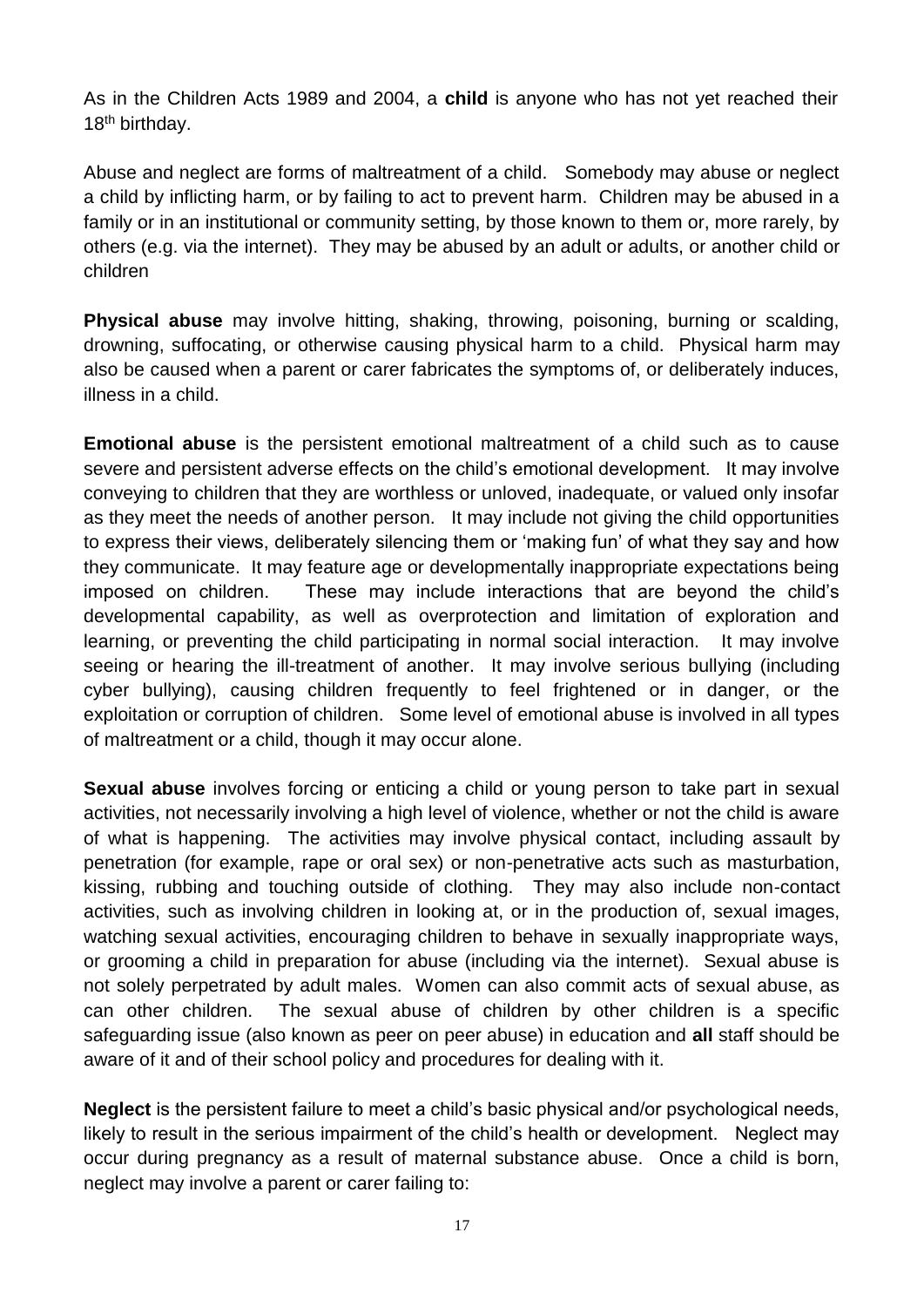As in the Children Acts 1989 and 2004, a **child** is anyone who has not yet reached their 18th birthday.

Abuse and neglect are forms of maltreatment of a child. Somebody may abuse or neglect a child by inflicting harm, or by failing to act to prevent harm. Children may be abused in a family or in an institutional or community setting, by those known to them or, more rarely, by others (e.g. via the internet). They may be abused by an adult or adults, or another child or children

**Physical abuse** may involve hitting, shaking, throwing, poisoning, burning or scalding, drowning, suffocating, or otherwise causing physical harm to a child. Physical harm may also be caused when a parent or carer fabricates the symptoms of, or deliberately induces, illness in a child.

**Emotional abuse** is the persistent emotional maltreatment of a child such as to cause severe and persistent adverse effects on the child's emotional development. It may involve conveying to children that they are worthless or unloved, inadequate, or valued only insofar as they meet the needs of another person. It may include not giving the child opportunities to express their views, deliberately silencing them or 'making fun' of what they say and how they communicate. It may feature age or developmentally inappropriate expectations being imposed on children. These may include interactions that are beyond the child's developmental capability, as well as overprotection and limitation of exploration and learning, or preventing the child participating in normal social interaction. It may involve seeing or hearing the ill-treatment of another. It may involve serious bullying (including cyber bullying), causing children frequently to feel frightened or in danger, or the exploitation or corruption of children. Some level of emotional abuse is involved in all types of maltreatment or a child, though it may occur alone.

**Sexual abuse** involves forcing or enticing a child or young person to take part in sexual activities, not necessarily involving a high level of violence, whether or not the child is aware of what is happening. The activities may involve physical contact, including assault by penetration (for example, rape or oral sex) or non-penetrative acts such as masturbation, kissing, rubbing and touching outside of clothing. They may also include non-contact activities, such as involving children in looking at, or in the production of, sexual images, watching sexual activities, encouraging children to behave in sexually inappropriate ways, or grooming a child in preparation for abuse (including via the internet). Sexual abuse is not solely perpetrated by adult males. Women can also commit acts of sexual abuse, as can other children. The sexual abuse of children by other children is a specific safeguarding issue (also known as peer on peer abuse) in education and **all** staff should be aware of it and of their school policy and procedures for dealing with it.

**Neglect** is the persistent failure to meet a child's basic physical and/or psychological needs, likely to result in the serious impairment of the child's health or development. Neglect may occur during pregnancy as a result of maternal substance abuse. Once a child is born, neglect may involve a parent or carer failing to: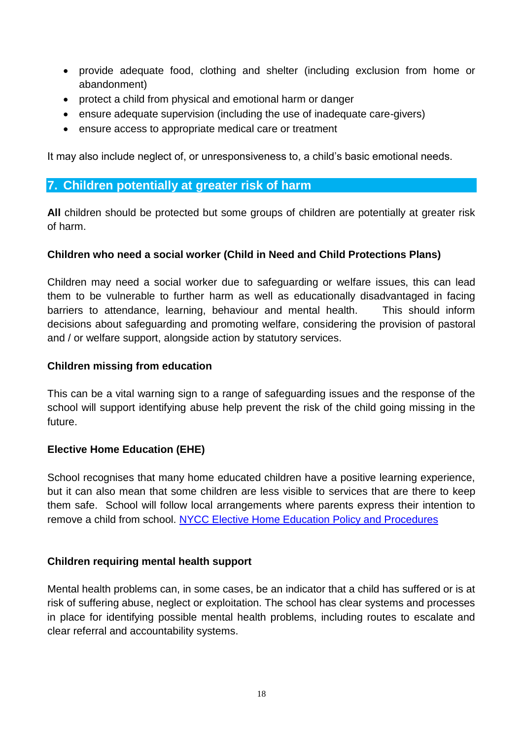- provide adequate food, clothing and shelter (including exclusion from home or abandonment)
- protect a child from physical and emotional harm or danger
- ensure adequate supervision (including the use of inadequate care-givers)
- ensure access to appropriate medical care or treatment

It may also include neglect of, or unresponsiveness to, a child's basic emotional needs.

## 7. Children potentially at greater risk of harm

**All** children should be protected but some groups of children are potentially at greater risk of harm.

**Children who need a social worker (Child in Need and Child Protections Plans)**

Children may need a social worker due to safeguarding or welfare issues, this can lead them to be vulnerable to further harm as well as educationally disadvantaged in facing barriers to attendance, learning, behaviour and mental health. This should inform decisions about safeguarding and promoting welfare, considering the provision of pastoral and / or welfare support, alongside action by statutory services.

**Children missing from education**

This can be a vital warning sign to a range of safeguarding issues and the response of the school will support identifying abuse help prevent the risk of the child going missing in the future.

**Elective Home Education (EHE)**

School recognises that many home educated children have a positive learning experience, but it can also mean that some children are less visible to services that are there to keep them safe. School will follow local arrangements where parents express their intention to remove a child from school. NYCC Elective Home Education Policy and Procedures

**Children requiring mental health support**

Mental health problems can, in some cases, be an indicator that a child has suffered or is at risk of suffering abuse, neglect or exploitation. The school has clear systems and processes in place for identifying possible mental health problems, including routes to escalate and clear referral and accountability systems.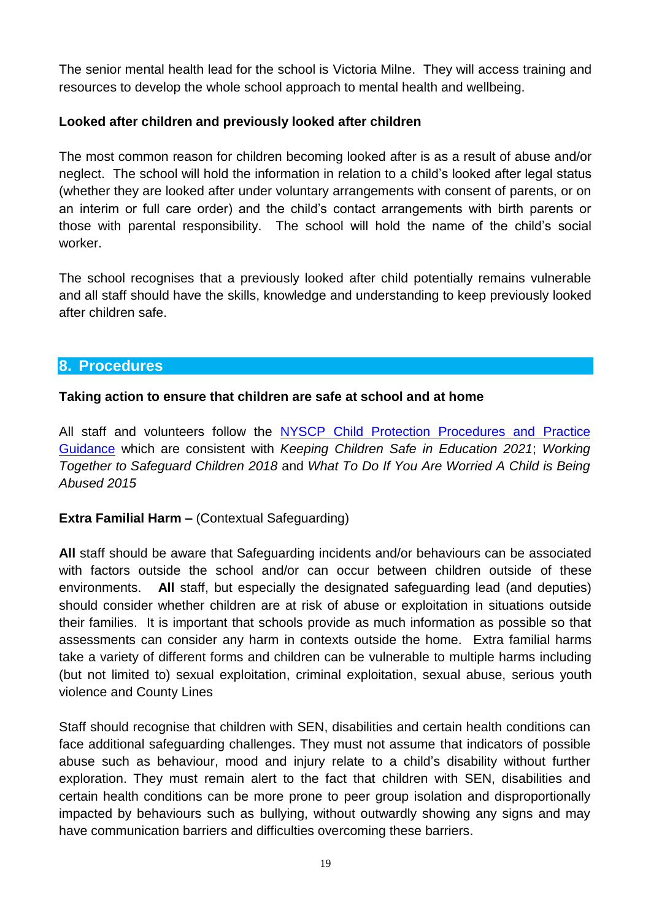The senior mental health lead for the school is Victoria Milne. They will access training and resources to develop the whole school approach to mental health and wellbeing.

**Looked after children and previously looked after children**

The most common reason for children becoming looked after is as a result of abuse and/or neglect. The school will hold the information in relation to a child's looked after legal status (whether they are looked after under voluntary arrangements with consent of parents, or on an interim or full care order) and the child's contact arrangements with birth parents or those with parental responsibility. The school will hold the name of the child's social worker.

The school recognises that a previously looked after child potentially remains vulnerable and all staff should have the skills, knowledge and understanding to keep previously looked after children safe.

## 8. Procedures

**Taking action to ensure that children are safe at school and at home**

All staff and volunteers follow the [NYSCP Child Protection Procedures and Practice Guidance] which are consistent with *Keeping Children Safe in Education 2021*; *Working Together to Safeguard Children 2018* and *What To Do If You Are Worried A Child is Being Abused 2015*

**Extra Familial Harm –** (Contextual Safeguarding)

**All** staff should be aware that Safeguarding incidents and/or behaviours can be associated with factors outside the school and/or can occur between children outside of these environments. **All** staff, but especially the designated safeguarding lead (and deputies) should consider whether children are at risk of abuse or exploitation in situations outside their families. It is important that schools provide as much information as possible so that assessments can consider any harm in contexts outside the home. Extra familial harms take a variety of different forms and children can be vulnerable to multiple harms including (but not limited to) sexual exploitation, criminal exploitation, sexual abuse, serious youth violence and County Lines

Staff should recognise that children with SEN, disabilities and certain health conditions can face additional safeguarding challenges. They must not assume that indicators of possible abuse such as behaviour, mood and injury relate to a child's disability without further exploration. They must remain alert to the fact that children with SEN, disabilities and certain health conditions can be more prone to peer group isolation and disproportionally impacted by behaviours such as bullying, without outwardly showing any signs and may have communication barriers and difficulties overcoming these barriers.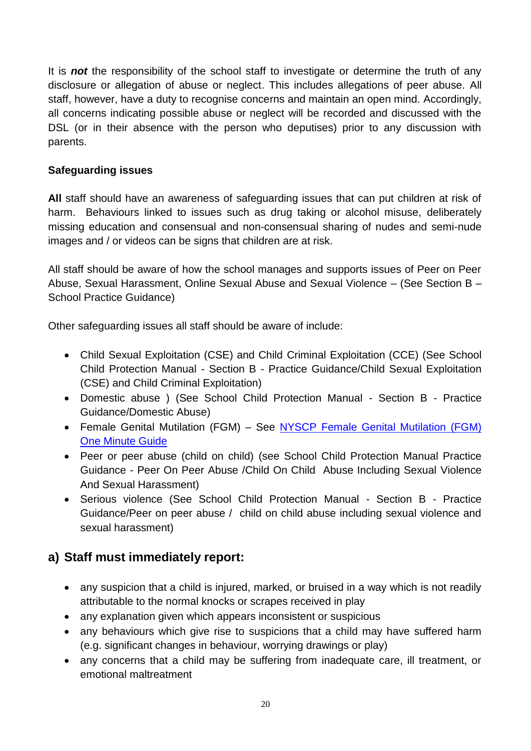It is ***not*** the responsibility of the school staff to investigate or determine the truth of any disclosure or allegation of abuse or neglect. This includes allegations of peer abuse. All staff, however, have a duty to recognise concerns and maintain an open mind. Accordingly, all concerns indicating possible abuse or neglect will be recorded and discussed with the DSL (or in their absence with the person who deputises) prior to any discussion with parents.

**Safeguarding issues**

**All** staff should have an awareness of safeguarding issues that can put children at risk of harm. Behaviours linked to issues such as drug taking or alcohol misuse, deliberately missing education and consensual and non-consensual sharing of nudes and semi-nude images and / or videos can be signs that children are at risk.

All staff should be aware of how the school manages and supports issues of Peer on Peer Abuse, Sexual Harassment, Online Sexual Abuse and Sexual Violence – (See Section B – School Practice Guidance)

Other safeguarding issues all staff should be aware of include:

- Child Sexual Exploitation (CSE) and Child Criminal Exploitation (CCE) (See School Child Protection Manual - Section B - Practice Guidance/Child Sexual Exploitation (CSE) and Child Criminal Exploitation)
- Domestic abuse ) (See School Child Protection Manual - Section B - Practice Guidance/Domestic Abuse)
- Female Genital Mutilation (FGM) – See [NYSCP Female Genital Mutilation (FGM) One Minute Guide]()
- Peer or peer abuse (child on child) (see School Child Protection Manual Practice Guidance - Peer On Peer Abuse /Child On Child Abuse Including Sexual Violence And Sexual Harassment)
- Serious violence (See School Child Protection Manual - Section B - Practice Guidance/Peer on peer abuse / child on child abuse including sexual violence and sexual harassment)

## a) Staff must immediately report:

- any suspicion that a child is injured, marked, or bruised in a way which is not readily attributable to the normal knocks or scrapes received in play
- any explanation given which appears inconsistent or suspicious
- any behaviours which give rise to suspicions that a child may have suffered harm (e.g. significant changes in behaviour, worrying drawings or play)
- any concerns that a child may be suffering from inadequate care, ill treatment, or emotional maltreatment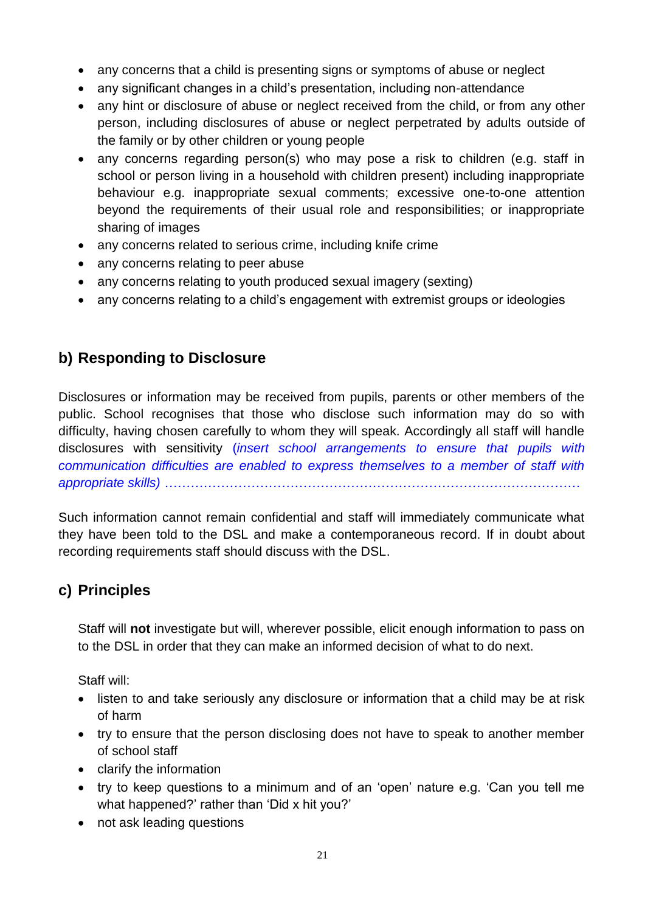- any concerns that a child is presenting signs or symptoms of abuse or neglect
- any significant changes in a child's presentation, including non-attendance
- any hint or disclosure of abuse or neglect received from the child, or from any other person, including disclosures of abuse or neglect perpetrated by adults outside of the family or by other children or young people
- any concerns regarding person(s) who may pose a risk to children (e.g. staff in school or person living in a household with children present) including inappropriate behaviour e.g. inappropriate sexual comments; excessive one-to-one attention beyond the requirements of their usual role and responsibilities; or inappropriate sharing of images
- any concerns related to serious crime, including knife crime
- any concerns relating to peer abuse
- any concerns relating to youth produced sexual imagery (sexting)
- any concerns relating to a child's engagement with extremist groups or ideologies

## b) Responding to Disclosure

Disclosures or information may be received from pupils, parents or other members of the public. School recognises that those who disclose such information may do so with difficulty, having chosen carefully to whom they will speak. Accordingly all staff will handle disclosures with sensitivity (*insert school arrangements to ensure that pupils with communication difficulties are enabled to express themselves to a member of staff with appropriate skills) …………………………………………………………………………………*

Such information cannot remain confidential and staff will immediately communicate what they have been told to the DSL and make a contemporaneous record. If in doubt about recording requirements staff should discuss with the DSL.

## c) Principles

Staff will **not** investigate but will, wherever possible, elicit enough information to pass on to the DSL in order that they can make an informed decision of what to do next.

Staff will:

- listen to and take seriously any disclosure or information that a child may be at risk of harm
- try to ensure that the person disclosing does not have to speak to another member of school staff
- clarify the information
- try to keep questions to a minimum and of an 'open' nature e.g. 'Can you tell me what happened?' rather than 'Did x hit you?'
- not ask leading questions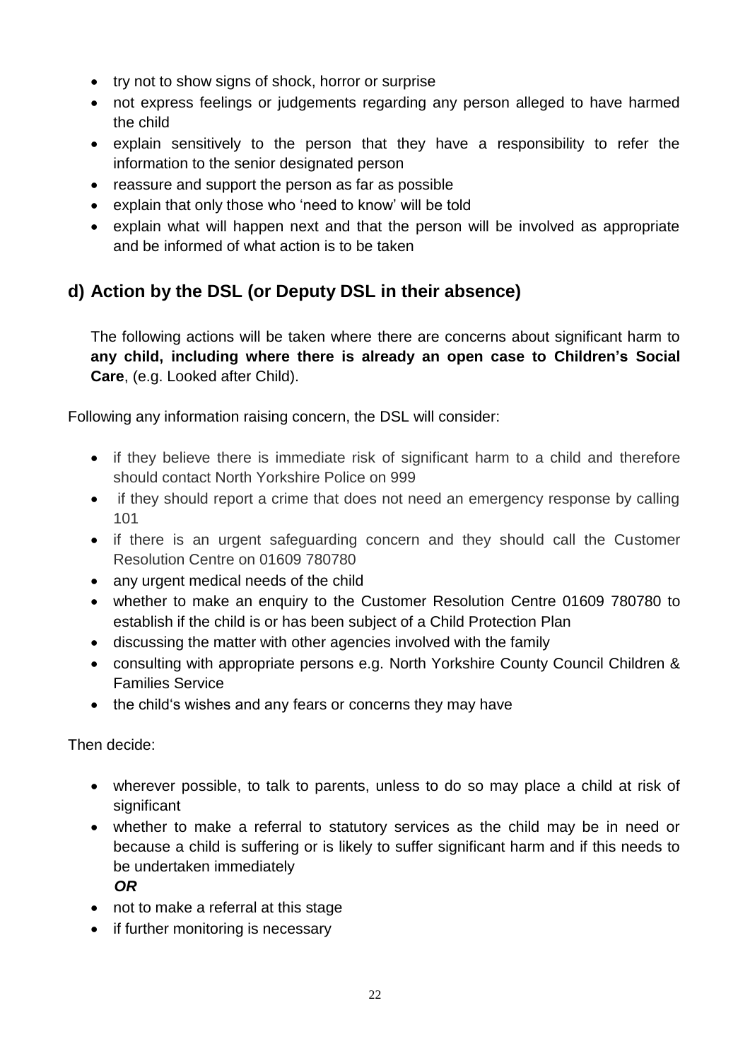- try not to show signs of shock, horror or surprise
- not express feelings or judgements regarding any person alleged to have harmed the child
- explain sensitively to the person that they have a responsibility to refer the information to the senior designated person
- reassure and support the person as far as possible
- explain that only those who 'need to know' will be told
- explain what will happen next and that the person will be involved as appropriate and be informed of what action is to be taken

## d) Action by the DSL (or Deputy DSL in their absence)

The following actions will be taken where there are concerns about significant harm to **any child, including where there is already an open case to Children's Social Care**, (e.g. Looked after Child).

Following any information raising concern, the DSL will consider:

- if they believe there is immediate risk of significant harm to a child and therefore should contact North Yorkshire Police on 999
- if they should report a crime that does not need an emergency response by calling 101
- if there is an urgent safeguarding concern and they should call the Customer Resolution Centre on 01609 780780
- any urgent medical needs of the child
- whether to make an enquiry to the Customer Resolution Centre 01609 780780 to establish if the child is or has been subject of a Child Protection Plan
- discussing the matter with other agencies involved with the family
- consulting with appropriate persons e.g. North Yorkshire County Council Children & Families Service
- the child's wishes and any fears or concerns they may have

Then decide:

- wherever possible, to talk to parents, unless to do so may place a child at risk of significant
- whether to make a referral to statutory services as the child may be in need or because a child is suffering or is likely to suffer significant harm and if this needs to be undertaken immediately
  ***OR***
- not to make a referral at this stage
- if further monitoring is necessary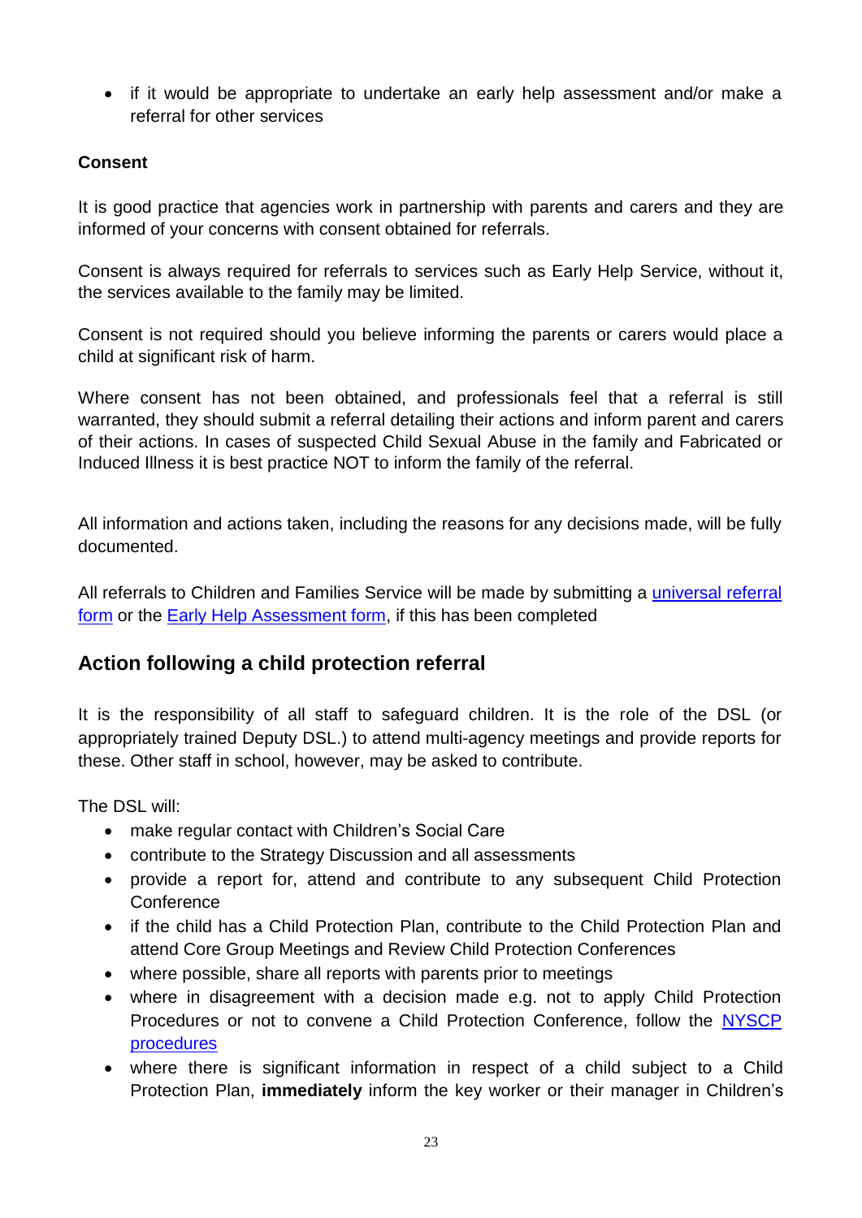- if it would be appropriate to undertake an early help assessment and/or make a referral for other services

**Consent**

It is good practice that agencies work in partnership with parents and carers and they are informed of your concerns with consent obtained for referrals.

Consent is always required for referrals to services such as Early Help Service, without it, the services available to the family may be limited.

Consent is not required should you believe informing the parents or carers would place a child at significant risk of harm.

Where consent has not been obtained, and professionals feel that a referral is still warranted, they should submit a referral detailing their actions and inform parent and carers of their actions. In cases of suspected Child Sexual Abuse in the family and Fabricated or Induced Illness it is best practice NOT to inform the family of the referral.

All information and actions taken, including the reasons for any decisions made, will be fully documented.

All referrals to Children and Families Service will be made by submitting a universal referral form or the Early Help Assessment form, if this has been completed

## Action following a child protection referral

It is the responsibility of all staff to safeguard children. It is the role of the DSL (or appropriately trained Deputy DSL.) to attend multi-agency meetings and provide reports for these. Other staff in school, however, may be asked to contribute.

The DSL will:

- make regular contact with Children's Social Care
- contribute to the Strategy Discussion and all assessments
- provide a report for, attend and contribute to any subsequent Child Protection Conference
- if the child has a Child Protection Plan, contribute to the Child Protection Plan and attend Core Group Meetings and Review Child Protection Conferences
- where possible, share all reports with parents prior to meetings
- where in disagreement with a decision made e.g. not to apply Child Protection Procedures or not to convene a Child Protection Conference, follow the NYSCP procedures
- where there is significant information in respect of a child subject to a Child Protection Plan, **immediately** inform the key worker or their manager in Children's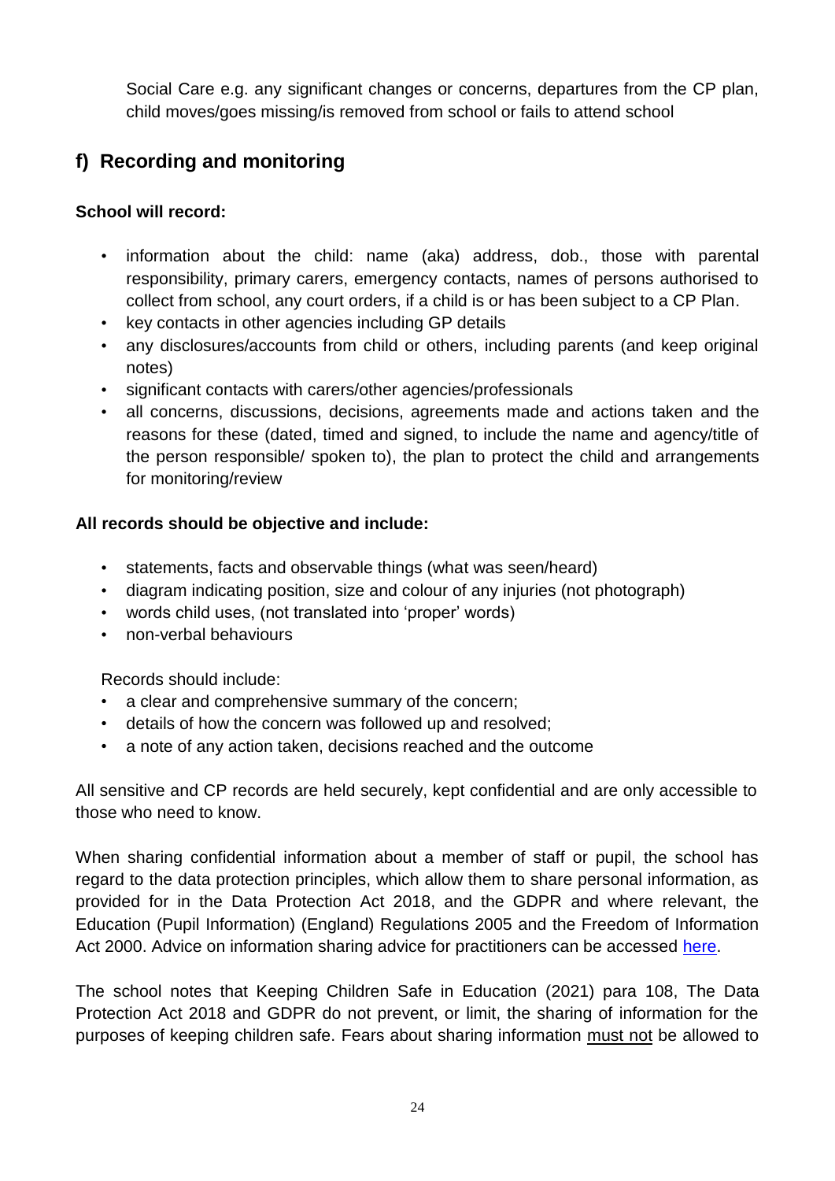Social Care e.g. any significant changes or concerns, departures from the CP plan, child moves/goes missing/is removed from school or fails to attend school

## f) Recording and monitoring

**School will record:**

- information about the child: name (aka) address, dob., those with parental responsibility, primary carers, emergency contacts, names of persons authorised to collect from school, any court orders, if a child is or has been subject to a CP Plan.
- key contacts in other agencies including GP details
- any disclosures/accounts from child or others, including parents (and keep original notes)
- significant contacts with carers/other agencies/professionals
- all concerns, discussions, decisions, agreements made and actions taken and the reasons for these (dated, timed and signed, to include the name and agency/title of the person responsible/ spoken to), the plan to protect the child and arrangements for monitoring/review

**All records should be objective and include:**

- statements, facts and observable things (what was seen/heard)
- diagram indicating position, size and colour of any injuries (not photograph)
- words child uses, (not translated into 'proper' words)
- non-verbal behaviours

Records should include:

- a clear and comprehensive summary of the concern;
- details of how the concern was followed up and resolved;
- a note of any action taken, decisions reached and the outcome

All sensitive and CP records are held securely, kept confidential and are only accessible to those who need to know.

When sharing confidential information about a member of staff or pupil, the school has regard to the data protection principles, which allow them to share personal information, as provided for in the Data Protection Act 2018, and the GDPR and where relevant, the Education (Pupil Information) (England) Regulations 2005 and the Freedom of Information Act 2000. Advice on information sharing advice for practitioners can be accessed here.

The school notes that Keeping Children Safe in Education (2021) para 108, The Data Protection Act 2018 and GDPR do not prevent, or limit, the sharing of information for the purposes of keeping children safe. Fears about sharing information <u>must not</u> be allowed to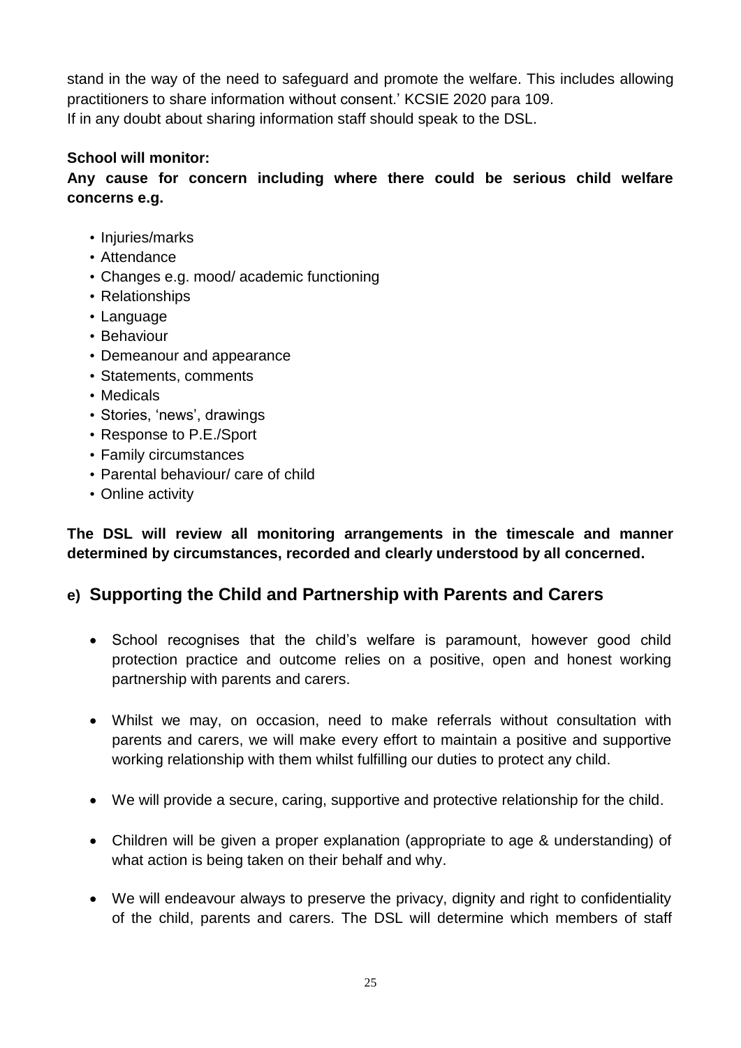stand in the way of the need to safeguard and promote the welfare. This includes allowing practitioners to share information without consent.' KCSIE 2020 para 109.
If in any doubt about sharing information staff should speak to the DSL.

**School will monitor:**

**Any cause for concern including where there could be serious child welfare concerns e.g.**

- Injuries/marks
- Attendance
- Changes e.g. mood/ academic functioning
- Relationships
- Language
- Behaviour
- Demeanour and appearance
- Statements, comments
- Medicals
- Stories, 'news', drawings
- Response to P.E./Sport
- Family circumstances
- Parental behaviour/ care of child
- Online activity

**The DSL will review all monitoring arrangements in the timescale and manner determined by circumstances, recorded and clearly understood by all concerned.**

## e) Supporting the Child and Partnership with Parents and Carers

- School recognises that the child's welfare is paramount, however good child protection practice and outcome relies on a positive, open and honest working partnership with parents and carers.
- Whilst we may, on occasion, need to make referrals without consultation with parents and carers, we will make every effort to maintain a positive and supportive working relationship with them whilst fulfilling our duties to protect any child.
- We will provide a secure, caring, supportive and protective relationship for the child.
- Children will be given a proper explanation (appropriate to age & understanding) of what action is being taken on their behalf and why.
- We will endeavour always to preserve the privacy, dignity and right to confidentiality of the child, parents and carers. The DSL will determine which members of staff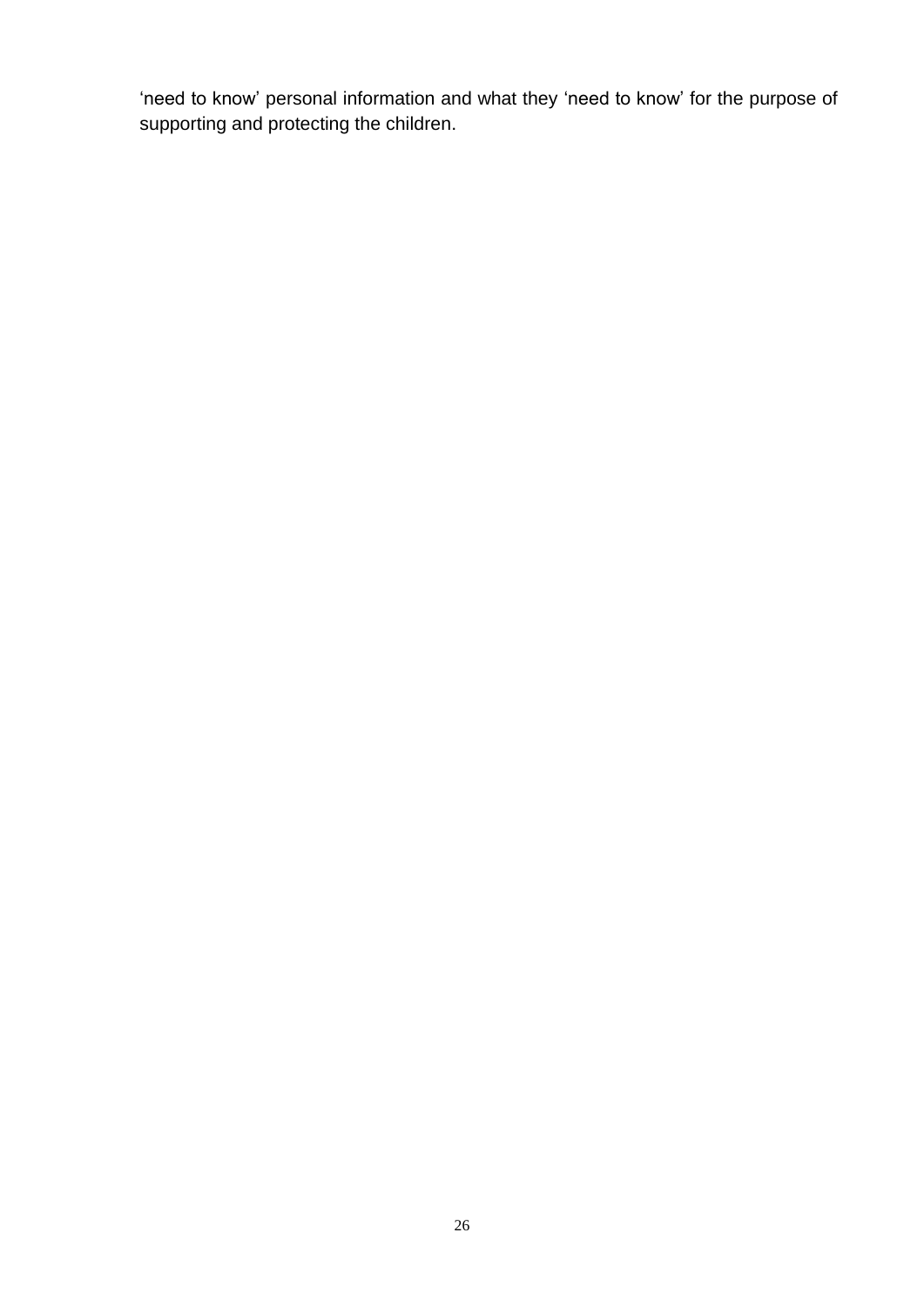‘need to know’ personal information and what they ‘need to know’ for the purpose of supporting and protecting the children.